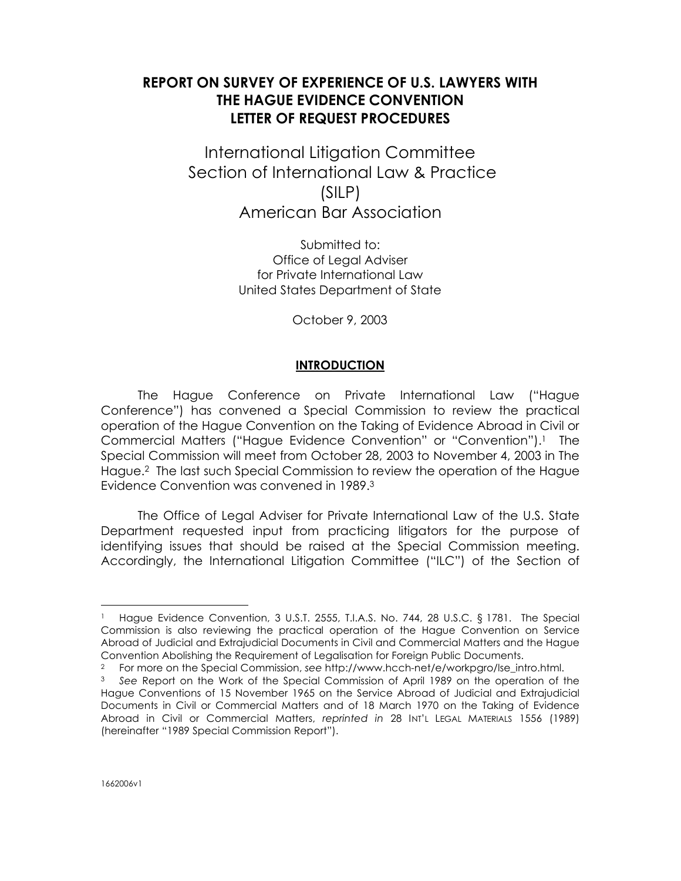# REPORT ON SURVEY OF EXPERIENCE OF U.S. LAWYERS WITH THE HAGUE EVIDENCE CONVENTION LETTER OF REQUEST PROCEDURES

International Litigation Committee
Section of International Law & Practice
(SILP)
American Bar Association

Submitted to:
Office of Legal Adviser
for Private International Law
United States Department of State

October 9, 2003

## INTRODUCTION

The Hague Conference on Private International Law ("Hague Conference") has convened a Special Commission to review the practical operation of the Hague Convention on the Taking of Evidence Abroad in Civil or Commercial Matters ("Hague Evidence Convention" or "Convention").[1] The Special Commission will meet from October 28, 2003 to November 4, 2003 in The Hague.[2] The last such Special Commission to review the operation of the Hague Evidence Convention was convened in 1989.[3]

The Office of Legal Adviser for Private International Law of the U.S. State Department requested input from practicing litigators for the purpose of identifying issues that should be raised at the Special Commission meeting. Accordingly, the International Litigation Committee ("ILC") of the Section of

---

[1] Hague Evidence Convention, 3 U.S.T. 2555, T.I.A.S. No. 744, 28 U.S.C. § 1781. The Special Commission is also reviewing the practical operation of the Hague Convention on Service Abroad of Judicial and Extrajudicial Documents in Civil and Commercial Matters and the Hague Convention Abolishing the Requirement of Legalisation for Foreign Public Documents.

[2] For more on the Special Commission, *see* http://www.hcch-net/e/workpgro/lse_intro.html.

[3] *See* Report on the Work of the Special Commission of April 1989 on the operation of the Hague Conventions of 15 November 1965 on the Service Abroad of Judicial and Extrajudicial Documents in Civil or Commercial Matters and of 18 March 1970 on the Taking of Evidence Abroad in Civil or Commercial Matters, *reprinted in* 28 INT'L LEGAL MATERIALS 1556 (1989) (hereinafter "1989 Special Commission Report").

1662006v1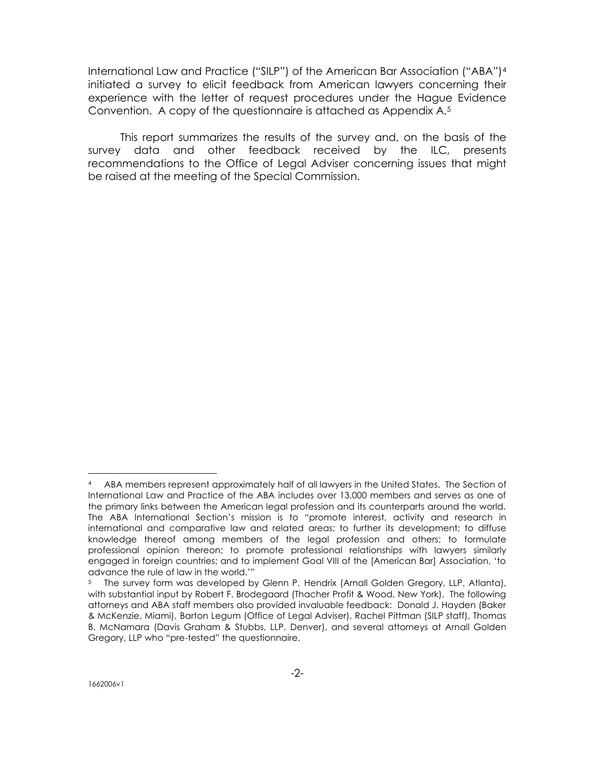International Law and Practice ("SILP") of the American Bar Association ("ABA")[4] initiated a survey to elicit feedback from American lawyers concerning their experience with the letter of request procedures under the Hague Evidence Convention. A copy of the questionnaire is attached as Appendix A.[5]

This report summarizes the results of the survey and, on the basis of the survey data and other feedback received by the ILC, presents recommendations to the Office of Legal Adviser concerning issues that might be raised at the meeting of the Special Commission.

---

[4] ABA members represent approximately half of all lawyers in the United States. The Section of International Law and Practice of the ABA includes over 13,000 members and serves as one of the primary links between the American legal profession and its counterparts around the world. The ABA International Section's mission is to "promote interest, activity and research in international and comparative law and related areas; to further its development; to diffuse knowledge thereof among members of the legal profession and others; to formulate professional opinion thereon; to promote professional relationships with lawyers similarly engaged in foreign countries; and to implement Goal VIII of the [American Bar] Association, 'to advance the rule of law in the world.'"

[5] The survey form was developed by Glenn P. Hendrix (Arnall Golden Gregory, LLP, Atlanta), with substantial input by Robert F. Brodegaard (Thacher Profit & Wood, New York). The following attorneys and ABA staff members also provided invaluable feedback: Donald J. Hayden (Baker & McKenzie, Miami), Barton Legum (Office of Legal Adviser), Rachel Pittman (SILP staff), Thomas B. McNamara (Davis Graham & Stubbs, LLP, Denver), and several attorneys at Arnall Golden Gregory, LLP who "pre-tested" the questionnaire.

1662006v1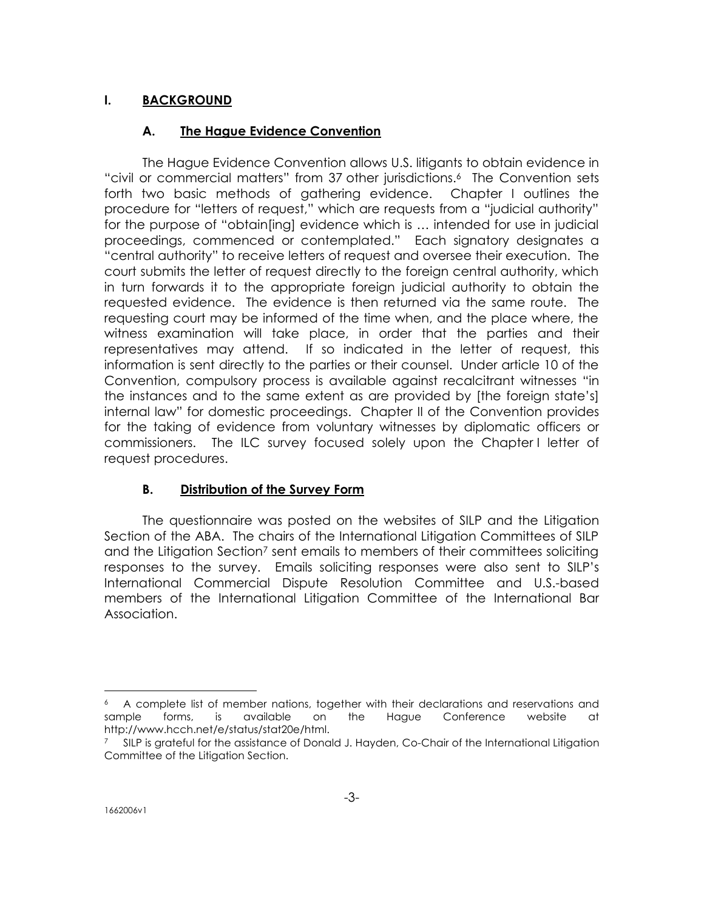## I. BACKGROUND

### A. The Hague Evidence Convention

The Hague Evidence Convention allows U.S. litigants to obtain evidence in "civil or commercial matters" from 37 other jurisdictions.[6] The Convention sets forth two basic methods of gathering evidence. Chapter I outlines the procedure for "letters of request," which are requests from a "judicial authority" for the purpose of "obtain[ing] evidence which is … intended for use in judicial proceedings, commenced or contemplated." Each signatory designates a "central authority" to receive letters of request and oversee their execution. The court submits the letter of request directly to the foreign central authority, which in turn forwards it to the appropriate foreign judicial authority to obtain the requested evidence. The evidence is then returned via the same route. The requesting court may be informed of the time when, and the place where, the witness examination will take place, in order that the parties and their representatives may attend. If so indicated in the letter of request, this information is sent directly to the parties or their counsel. Under article 10 of the Convention, compulsory process is available against recalcitrant witnesses "in the instances and to the same extent as are provided by [the foreign state's] internal law" for domestic proceedings. Chapter II of the Convention provides for the taking of evidence from voluntary witnesses by diplomatic officers or commissioners. The ILC survey focused solely upon the Chapter I letter of request procedures.

### B. Distribution of the Survey Form

The questionnaire was posted on the websites of SILP and the Litigation Section of the ABA. The chairs of the International Litigation Committees of SILP and the Litigation Section[7] sent emails to members of their committees soliciting responses to the survey. Emails soliciting responses were also sent to SILP's International Commercial Dispute Resolution Committee and U.S.-based members of the International Litigation Committee of the International Bar Association.

---

[6] A complete list of member nations, together with their declarations and reservations and sample forms, is available on the Hague Conference website at http://www.hcch.net/e/status/stat20e/html.

[7] SILP is grateful for the assistance of Donald J. Hayden, Co-Chair of the International Litigation Committee of the Litigation Section.

1662006v1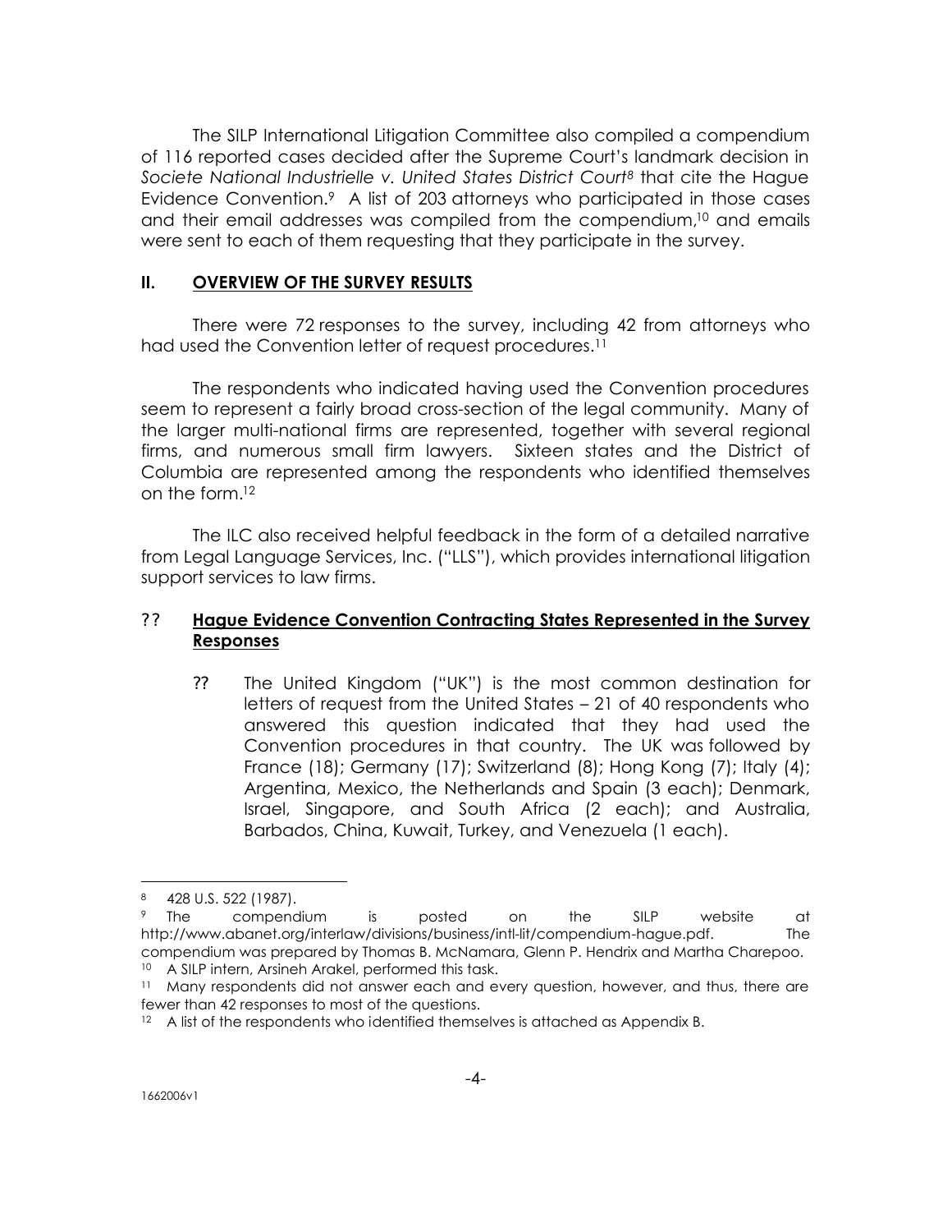The SILP International Litigation Committee also compiled a compendium of 116 reported cases decided after the Supreme Court's landmark decision in *Societe National Industrielle v. United States District Court*[8] that cite the Hague Evidence Convention.[9] A list of 203 attorneys who participated in those cases and their email addresses was compiled from the compendium,[10] and emails were sent to each of them requesting that they participate in the survey.

## II. OVERVIEW OF THE SURVEY RESULTS

There were 72 responses to the survey, including 42 from attorneys who had used the Convention letter of request procedures.[11]

The respondents who indicated having used the Convention procedures seem to represent a fairly broad cross-section of the legal community. Many of the larger multi-national firms are represented, together with several regional firms, and numerous small firm lawyers. Sixteen states and the District of Columbia are represented among the respondents who identified themselves on the form.[12]

The ILC also received helpful feedback in the form of a detailed narrative from Legal Language Services, Inc. ("LLS"), which provides international litigation support services to law firms.

### ?? Hague Evidence Convention Contracting States Represented in the Survey Responses

- ?? The United Kingdom ("UK") is the most common destination for letters of request from the United States – 21 of 40 respondents who answered this question indicated that they had used the Convention procedures in that country. The UK was followed by France (18); Germany (17); Switzerland (8); Hong Kong (7); Italy (4); Argentina, Mexico, the Netherlands and Spain (3 each); Denmark, Israel, Singapore, and South Africa (2 each); and Australia, Barbados, China, Kuwait, Turkey, and Venezuela (1 each).

---

[8] 428 U.S. 522 (1987).

[9] The compendium is posted on the SILP website at http://www.abanet.org/interlaw/divisions/business/intl-lit/compendium-hague.pdf. The compendium was prepared by Thomas B. McNamara, Glenn P. Hendrix and Martha Charepoo.

[10] A SILP intern, Arsineh Arakel, performed this task.

[11] Many respondents did not answer each and every question, however, and thus, there are fewer than 42 responses to most of the questions.

[12] A list of the respondents who identified themselves is attached as Appendix B.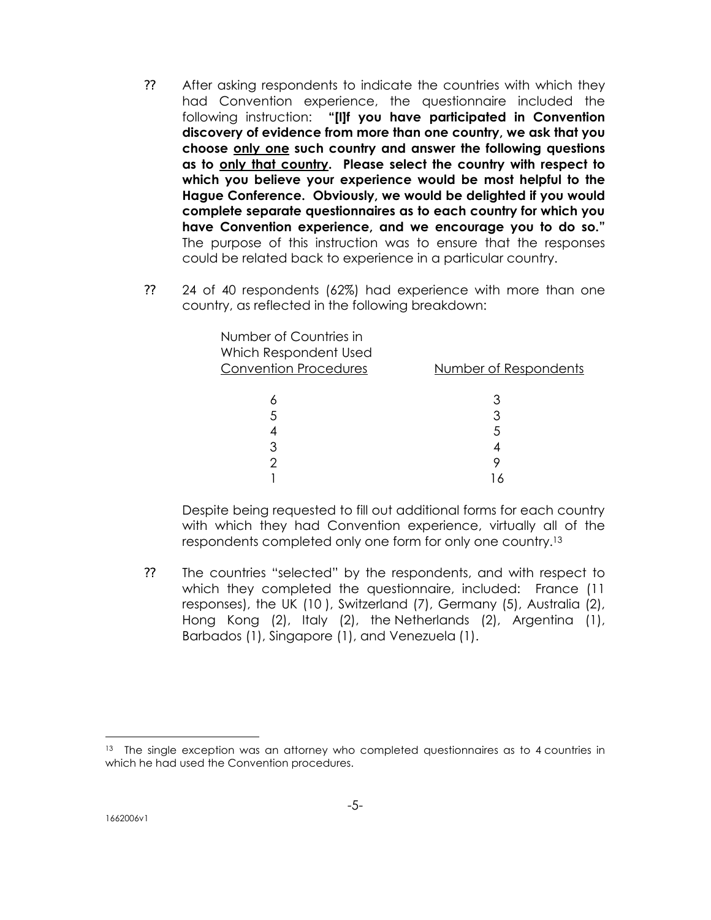- After asking respondents to indicate the countries with which they had Convention experience, the questionnaire included the following instruction: **"[I]f you have participated in Convention discovery of evidence from more than one country, we ask that you choose <u>only one</u> such country and answer the following questions as to <u>only that country</u>. Please select the country with respect to which you believe your experience would be most helpful to the Hague Conference. Obviously, we would be delighted if you would complete separate questionnaires as to each country for which you have Convention experience, and we encourage you to do so."** The purpose of this instruction was to ensure that the responses could be related back to experience in a particular country.

- 24 of 40 respondents (62%) had experience with more than one country, as reflected in the following breakdown:

| Number of Countries in Which Respondent Used Convention Procedures | Number of Respondents |
|---|---|
| 6 | 3 |
| 5 | 3 |
| 4 | 5 |
| 3 | 4 |
| 2 | 9 |
| 1 | 16 |

  Despite being requested to fill out additional forms for each country with which they had Convention experience, virtually all of the respondents completed only one form for only one country.[13]

- The countries "selected" by the respondents, and with respect to which they completed the questionnaire, included: France (11 responses), the UK (10 ), Switzerland (7), Germany (5), Australia (2), Hong Kong (2), Italy (2), the Netherlands (2), Argentina (1), Barbados (1), Singapore (1), and Venezuela (1).

---

[13] The single exception was an attorney who completed questionnaires as to 4 countries in which he had used the Convention procedures.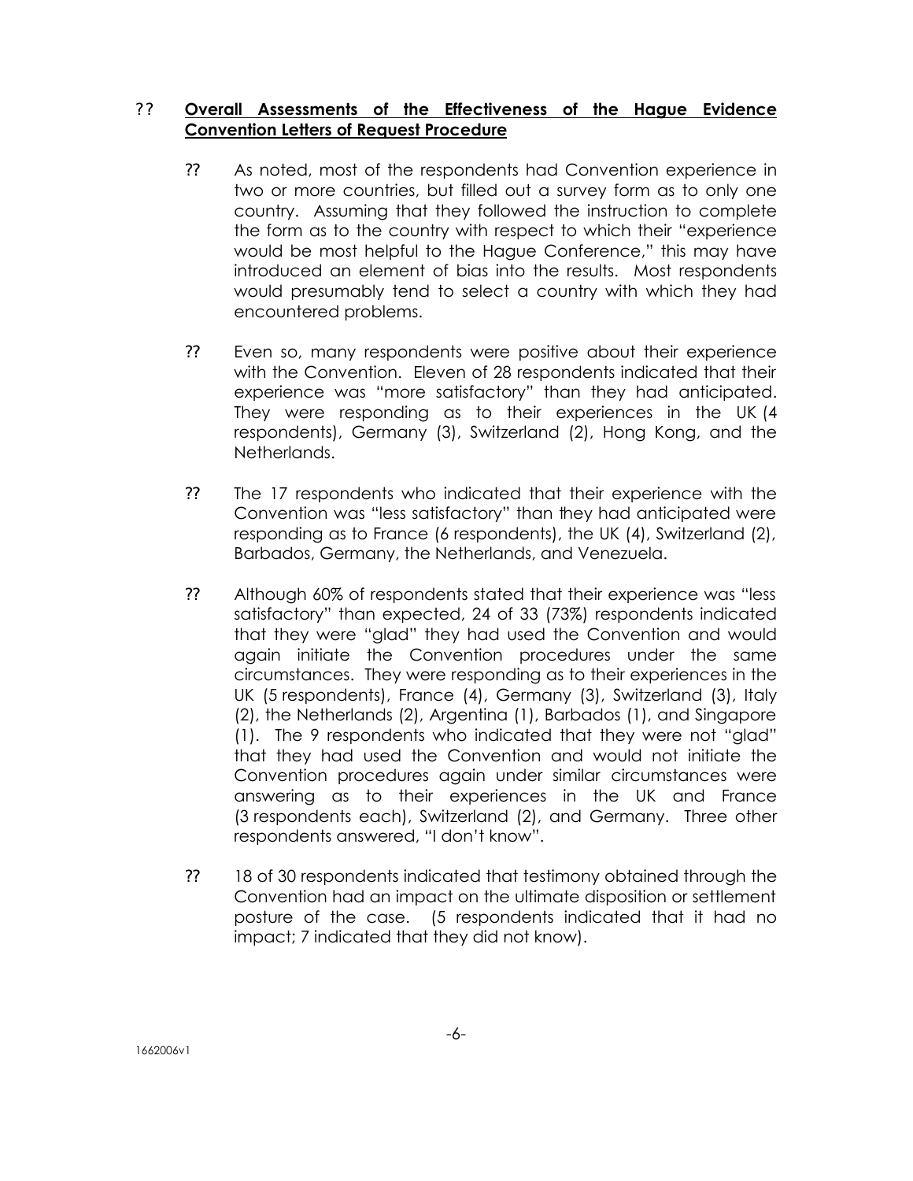- **Overall Assessments of the Effectiveness of the Hague Evidence Convention Letters of Request Procedure**

  - As noted, most of the respondents had Convention experience in two or more countries, but filled out a survey form as to only one country. Assuming that they followed the instruction to complete the form as to the country with respect to which their "experience would be most helpful to the Hague Conference," this may have introduced an element of bias into the results. Most respondents would presumably tend to select a country with which they had encountered problems.

  - Even so, many respondents were positive about their experience with the Convention. Eleven of 28 respondents indicated that their experience was "more satisfactory" than they had anticipated. They were responding as to their experiences in the UK (4 respondents), Germany (3), Switzerland (2), Hong Kong, and the Netherlands.

  - The 17 respondents who indicated that their experience with the Convention was "less satisfactory" than they had anticipated were responding as to France (6 respondents), the UK (4), Switzerland (2), Barbados, Germany, the Netherlands, and Venezuela.

  - Although 60% of respondents stated that their experience was "less satisfactory" than expected, 24 of 33 (73%) respondents indicated that they were "glad" they had used the Convention and would again initiate the Convention procedures under the same circumstances. They were responding as to their experiences in the UK (5 respondents), France (4), Germany (3), Switzerland (3), Italy (2), the Netherlands (2), Argentina (1), Barbados (1), and Singapore (1). The 9 respondents who indicated that they were not "glad" that they had used the Convention and would not initiate the Convention procedures again under similar circumstances were answering as to their experiences in the UK and France (3 respondents each), Switzerland (2), and Germany. Three other respondents answered, "I don't know".

  - 18 of 30 respondents indicated that testimony obtained through the Convention had an impact on the ultimate disposition or settlement posture of the case. (5 respondents indicated that it had no impact; 7 indicated that they did not know).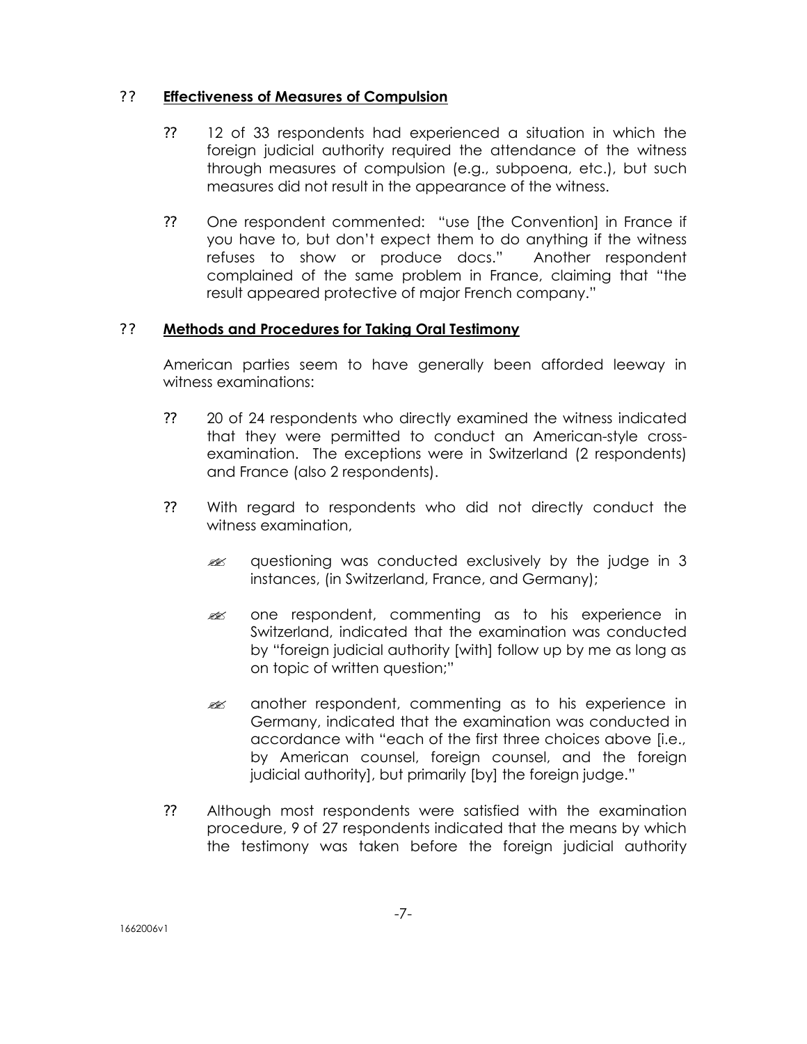- **Effectiveness of Measures of Compulsion**

  - 12 of 33 respondents had experienced a situation in which the foreign judicial authority required the attendance of the witness through measures of compulsion (e.g., subpoena, etc.), but such measures did not result in the appearance of the witness.

  - One respondent commented: "use [the Convention] in France if you have to, but don't expect them to do anything if the witness refuses to show or produce docs." Another respondent complained of the same problem in France, claiming that "the result appeared protective of major French company."

- **Methods and Procedures for Taking Oral Testimony**

  American parties seem to have generally been afforded leeway in witness examinations:

  - 20 of 24 respondents who directly examined the witness indicated that they were permitted to conduct an American-style cross-examination. The exceptions were in Switzerland (2 respondents) and France (also 2 respondents).

  - With regard to respondents who did not directly conduct the witness examination,

    - questioning was conducted exclusively by the judge in 3 instances, (in Switzerland, France, and Germany);

    - one respondent, commenting as to his experience in Switzerland, indicated that the examination was conducted by "foreign judicial authority [with] follow up by me as long as on topic of written question;"

    - another respondent, commenting as to his experience in Germany, indicated that the examination was conducted in accordance with "each of the first three choices above [i.e., by American counsel, foreign counsel, and the foreign judicial authority], but primarily [by] the foreign judge."

  - Although most respondents were satisfied with the examination procedure, 9 of 27 respondents indicated that the means by which the testimony was taken before the foreign judicial authority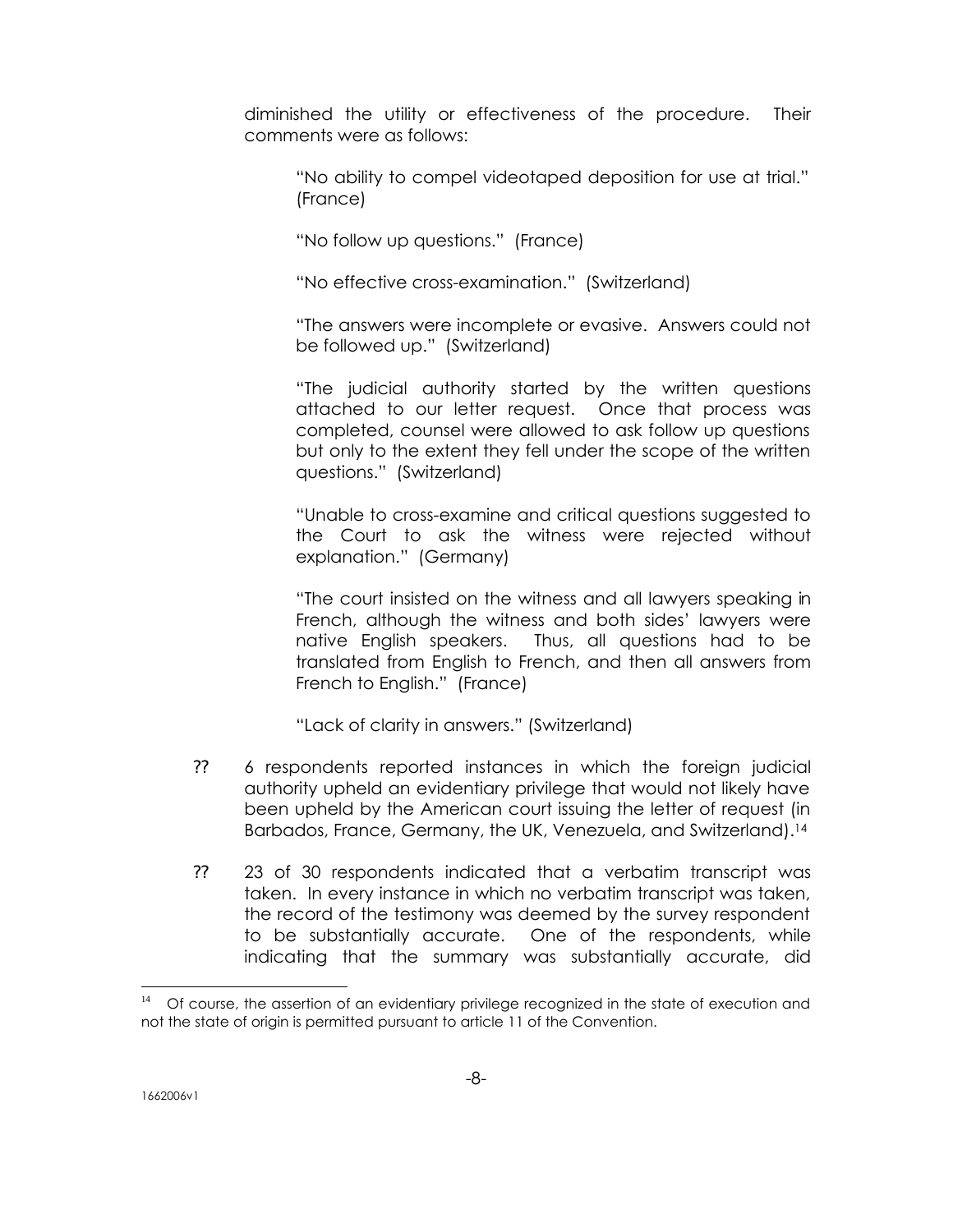diminished the utility or effectiveness of the procedure. Their comments were as follows:

> "No ability to compel videotaped deposition for use at trial." (France)
>
> "No follow up questions." (France)
>
> "No effective cross-examination." (Switzerland)
>
> "The answers were incomplete or evasive. Answers could not be followed up." (Switzerland)
>
> "The judicial authority started by the written questions attached to our letter request. Once that process was completed, counsel were allowed to ask follow up questions but only to the extent they fell under the scope of the written questions." (Switzerland)
>
> "Unable to cross-examine and critical questions suggested to the Court to ask the witness were rejected without explanation." (Germany)
>
> "The court insisted on the witness and all lawyers speaking in French, although the witness and both sides' lawyers were native English speakers. Thus, all questions had to be translated from English to French, and then all answers from French to English." (France)
>
> "Lack of clarity in answers." (Switzerland)

- 6 respondents reported instances in which the foreign judicial authority upheld an evidentiary privilege that would not likely have been upheld by the American court issuing the letter of request (in Barbados, France, Germany, the UK, Venezuela, and Switzerland).[14]

- 23 of 30 respondents indicated that a verbatim transcript was taken. In every instance in which no verbatim transcript was taken, the record of the testimony was deemed by the survey respondent to be substantially accurate. One of the respondents, while indicating that the summary was substantially accurate, did

---

[14] Of course, the assertion of an evidentiary privilege recognized in the state of execution and not the state of origin is permitted pursuant to article 11 of the Convention.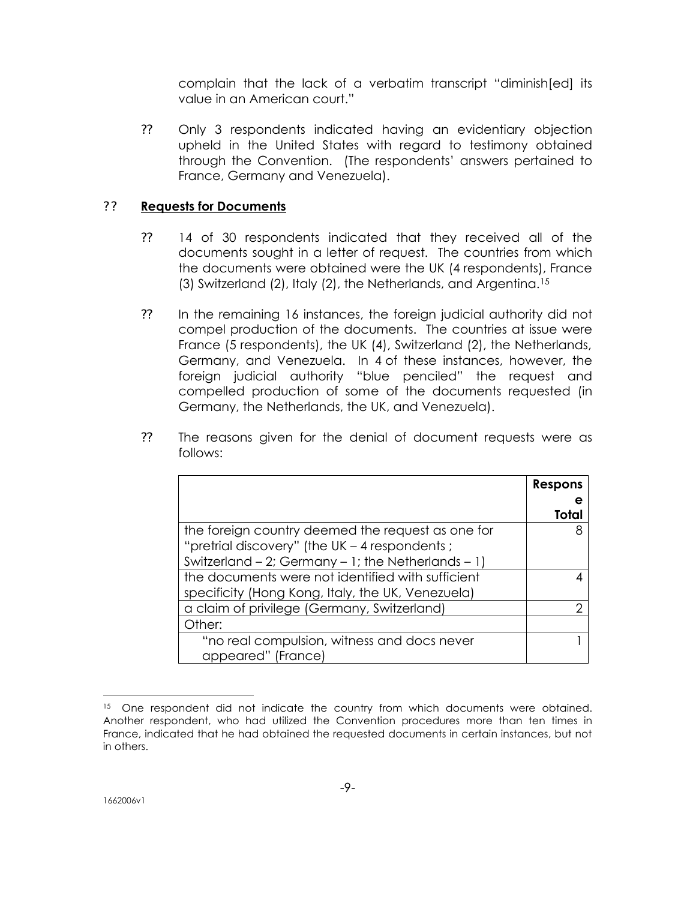complain that the lack of a verbatim transcript "diminish[ed] its value in an American court."

?? Only 3 respondents indicated having an evidentiary objection upheld in the United States with regard to testimony obtained through the Convention. (The respondents' answers pertained to France, Germany and Venezuela).

?? **Requests for Documents**

?? 14 of 30 respondents indicated that they received all of the documents sought in a letter of request. The countries from which the documents were obtained were the UK (4 respondents), France (3) Switzerland (2), Italy (2), the Netherlands, and Argentina.[15]

?? In the remaining 16 instances, the foreign judicial authority did not compel production of the documents. The countries at issue were France (5 respondents), the UK (4), Switzerland (2), the Netherlands, Germany, and Venezuela. In 4 of these instances, however, the foreign judicial authority "blue penciled" the request and compelled production of some of the documents requested (in Germany, the Netherlands, the UK, and Venezuela).

?? The reasons given for the denial of document requests were as follows:

| | **Response Total** |
|---|---|
| the foreign country deemed the request as one for "pretrial discovery" (the UK – 4 respondents ; Switzerland – 2; Germany – 1; the Netherlands – 1) | 8 |
| the documents were not identified with sufficient specificity (Hong Kong, Italy, the UK, Venezuela) | 4 |
| a claim of privilege (Germany, Switzerland) | 2 |
| Other: | |
| "no real compulsion, witness and docs never appeared" (France) | 1 |

[15] One respondent did not indicate the country from which documents were obtained. Another respondent, who had utilized the Convention procedures more than ten times in France, indicated that he had obtained the requested documents in certain instances, but not in others.

1662006v1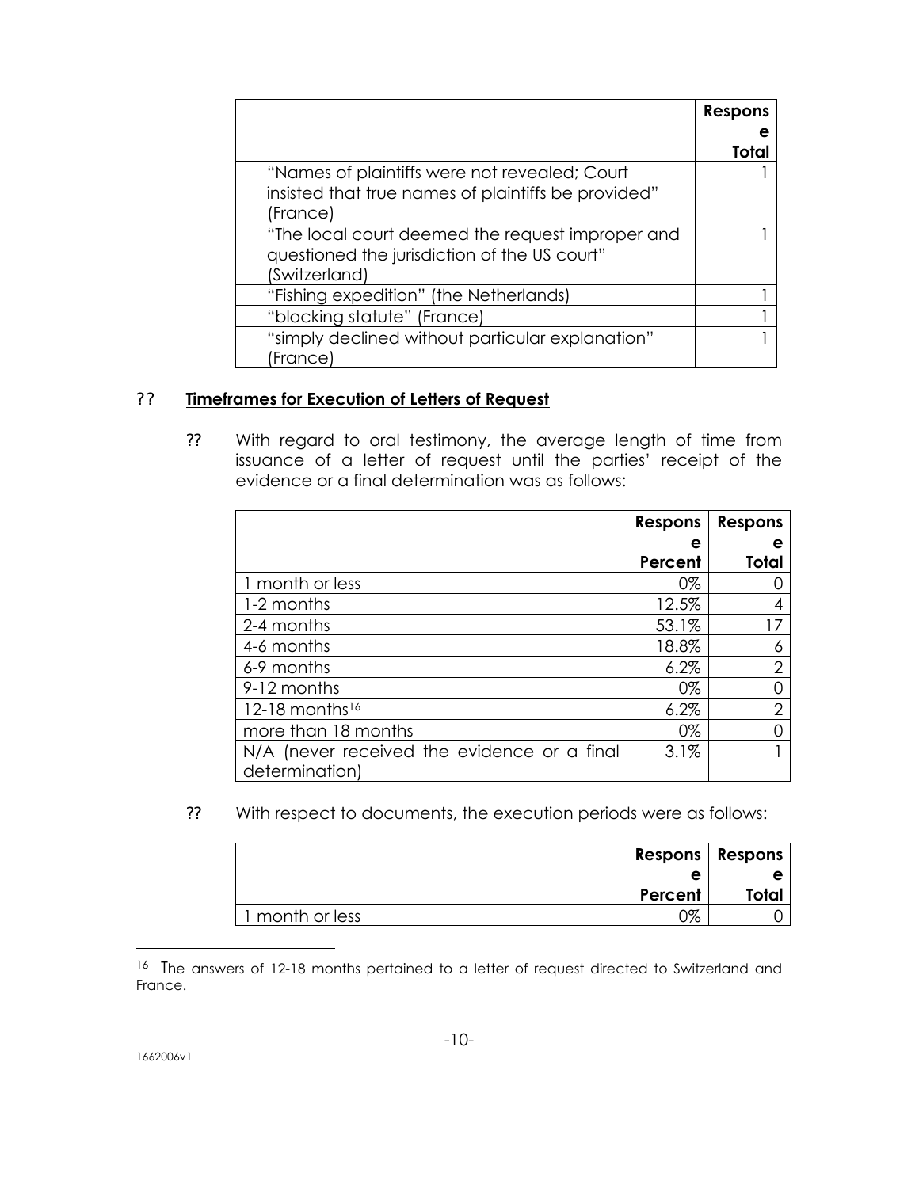| | Response Total |
|---|---|
| "Names of plaintiffs were not revealed; Court insisted that true names of plaintiffs be provided" (France) | 1 |
| "The local court deemed the request improper and questioned the jurisdiction of the US court" (Switzerland) | 1 |
| "Fishing expedition" (the Netherlands) | 1 |
| "blocking statute" (France) | 1 |
| "simply declined without particular explanation" (France) | 1 |

?? **Timeframes for Execution of Letters of Request**

?? With regard to oral testimony, the average length of time from issuance of a letter of request until the parties' receipt of the evidence or a final determination was as follows:

| | Response Percent | Response Total |
|---|---|---|
| 1 month or less | 0% | 0 |
| 1-2 months | 12.5% | 4 |
| 2-4 months | 53.1% | 17 |
| 4-6 months | 18.8% | 6 |
| 6-9 months | 6.2% | 2 |
| 9-12 months | 0% | 0 |
| 12-18 months[16] | 6.2% | 2 |
| more than 18 months | 0% | 0 |
| N/A (never received the evidence or a final determination) | 3.1% | 1 |

?? With respect to documents, the execution periods were as follows:

| | Response Percent | Response Total |
|---|---|---|
| 1 month or less | 0% | 0 |

[16] The answers of 12-18 months pertained to a letter of request directed to Switzerland and France.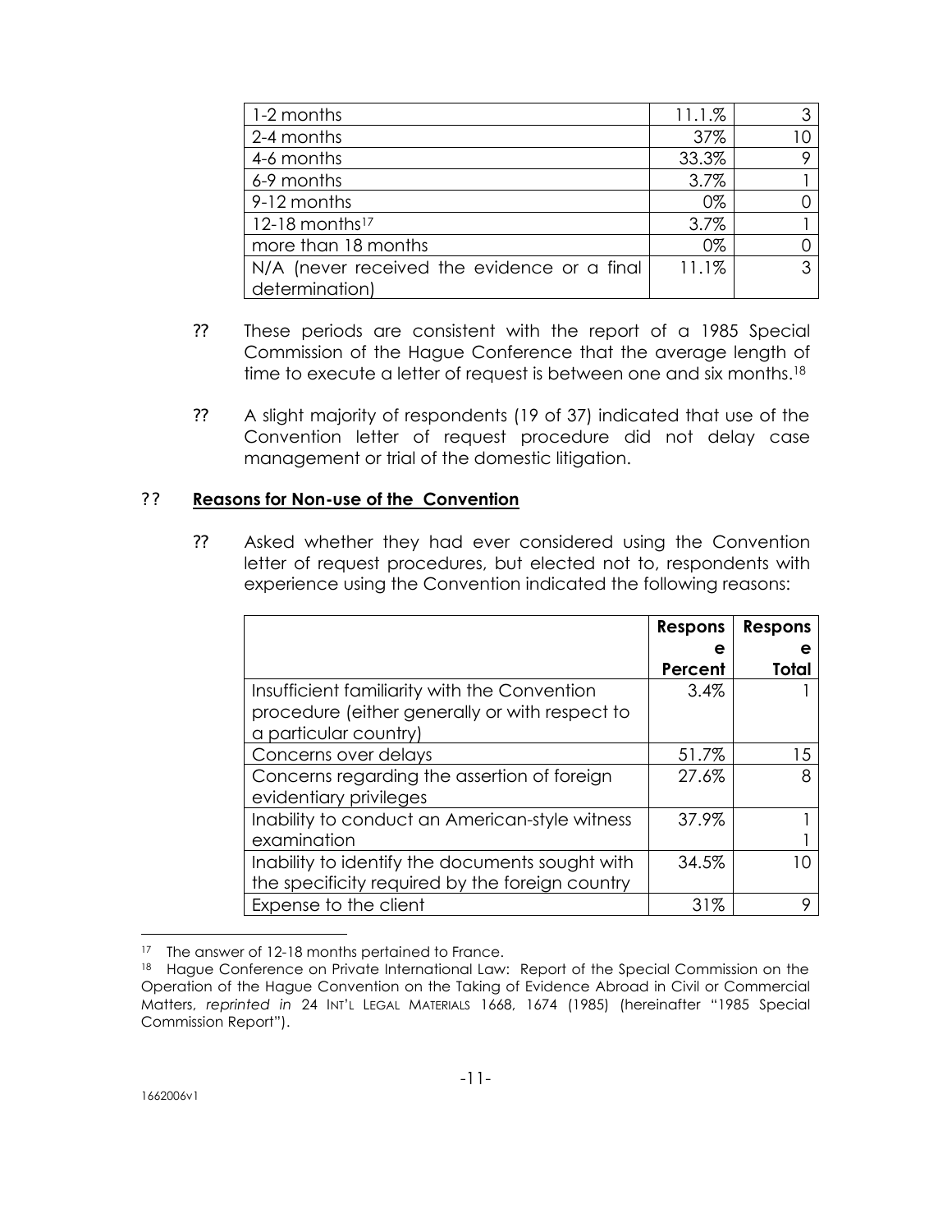| | | |
|---|---|---|
| 1-2 months | 11.1.% | 3 |
| 2-4 months | 37% | 10 |
| 4-6 months | 33.3% | 9 |
| 6-9 months | 3.7% | 1 |
| 9-12 months | 0% | 0 |
| 12-18 months[17] | 3.7% | 1 |
| more than 18 months | 0% | 0 |
| N/A (never received the evidence or a final determination) | 11.1% | 3 |

?? These periods are consistent with the report of a 1985 Special Commission of the Hague Conference that the average length of time to execute a letter of request is between one and six months.[18]

?? A slight majority of respondents (19 of 37) indicated that use of the Convention letter of request procedure did not delay case management or trial of the domestic litigation.

?? **Reasons for Non-use of the Convention**

?? Asked whether they had ever considered using the Convention letter of request procedures, but elected not to, respondents with experience using the Convention indicated the following reasons:

| | **Response Percent** | **Response Total** |
|---|---|---|
| Insufficient familiarity with the Convention procedure (either generally or with respect to a particular country) | 3.4% | 1 |
| Concerns over delays | 51.7% | 15 |
| Concerns regarding the assertion of foreign evidentiary privileges | 27.6% | 8 |
| Inability to conduct an American-style witness examination | 37.9% | 11 |
| Inability to identify the documents sought with the specificity required by the foreign country | 34.5% | 10 |
| Expense to the client | 31% | 9 |

---

[17] The answer of 12-18 months pertained to France.

[18] Hague Conference on Private International Law: Report of the Special Commission on the Operation of the Hague Convention on the Taking of Evidence Abroad in Civil or Commercial Matters, *reprinted in* 24 INT'L LEGAL MATERIALS 1668, 1674 (1985) (hereinafter "1985 Special Commission Report").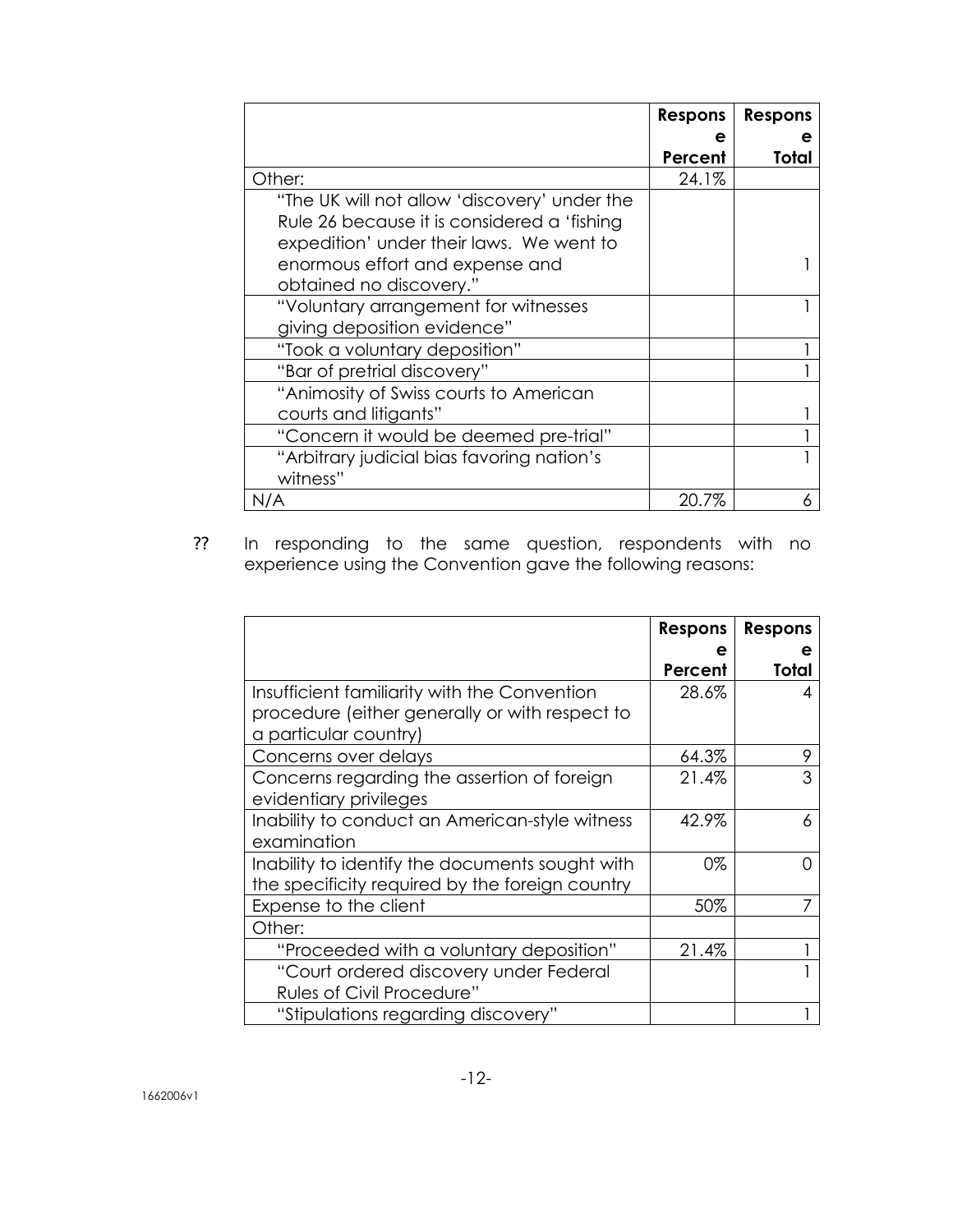| | Response Percent | Response Total |
|---|---|---|
| Other: | 24.1% | |
| "The UK will not allow 'discovery' under the Rule 26 because it is considered a 'fishing expedition' under their laws. We went to enormous effort and expense and obtained no discovery." | | 1 |
| "Voluntary arrangement for witnesses giving deposition evidence" | | 1 |
| "Took a voluntary deposition" | | 1 |
| "Bar of pretrial discovery" | | 1 |
| "Animosity of Swiss courts to American courts and litigants" | | 1 |
| "Concern it would be deemed pre-trial" | | 1 |
| "Arbitrary judicial bias favoring nation's witness" | | 1 |
| N/A | 20.7% | 6 |

?? In responding to the same question, respondents with no experience using the Convention gave the following reasons:

| | Response Percent | Response Total |
|---|---|---|
| Insufficient familiarity with the Convention procedure (either generally or with respect to a particular country) | 28.6% | 4 |
| Concerns over delays | 64.3% | 9 |
| Concerns regarding the assertion of foreign evidentiary privileges | 21.4% | 3 |
| Inability to conduct an American-style witness examination | 42.9% | 6 |
| Inability to identify the documents sought with the specificity required by the foreign country | 0% | 0 |
| Expense to the client | 50% | 7 |
| Other: | | |
| "Proceeded with a voluntary deposition" | 21.4% | 1 |
| "Court ordered discovery under Federal Rules of Civil Procedure" | | 1 |
| "Stipulations regarding discovery" | | 1 |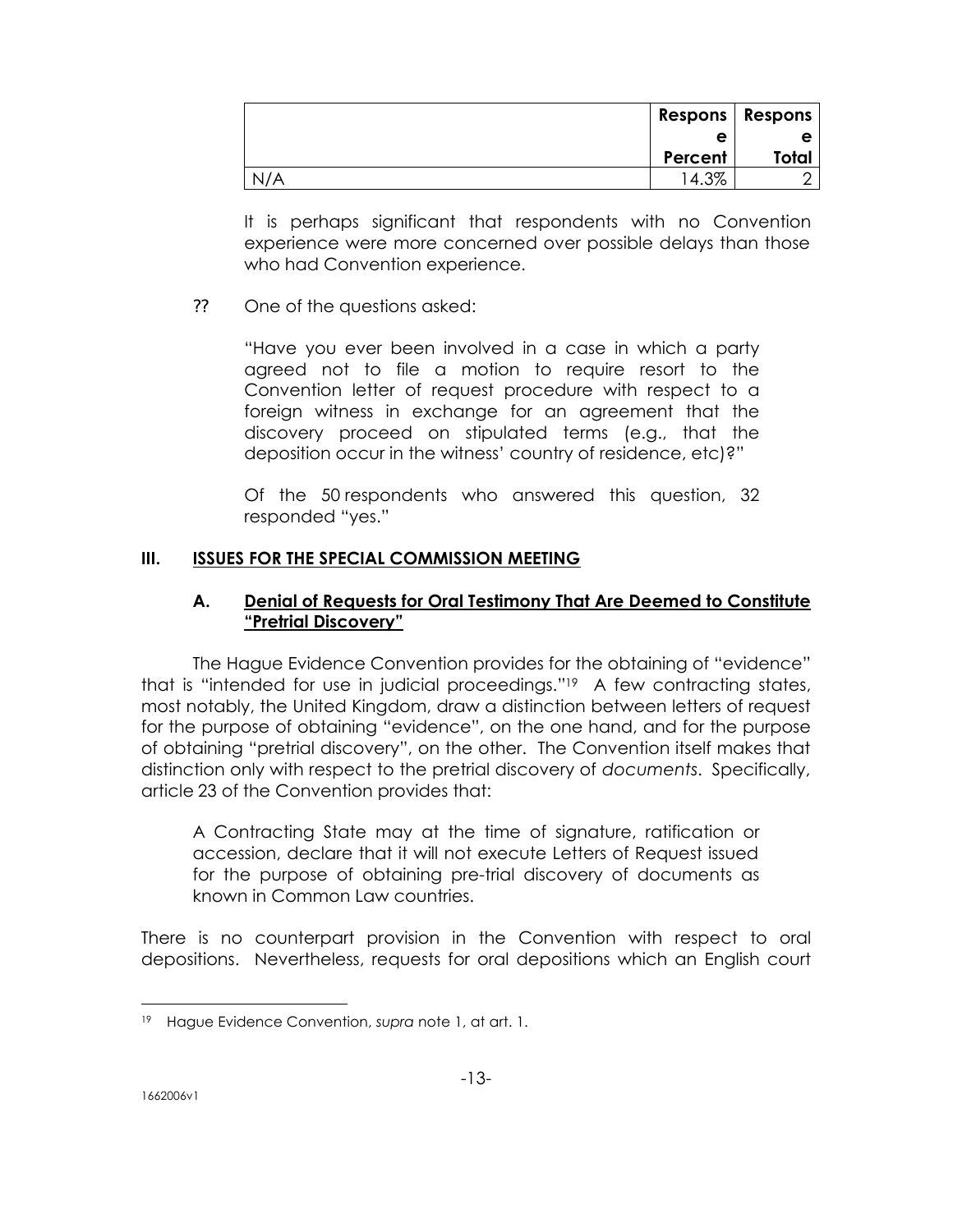| | Response Percent | Response Total |
|---|---|---|
| N/A | 14.3% | 2 |

It is perhaps significant that respondents with no Convention experience were more concerned over possible delays than those who had Convention experience.

?? One of the questions asked:

> "Have you ever been involved in a case in which a party agreed not to file a motion to require resort to the Convention letter of request procedure with respect to a foreign witness in exchange for an agreement that the discovery proceed on stipulated terms (e.g., that the deposition occur in the witness' country of residence, etc)?"

Of the 50 respondents who answered this question, 32 responded "yes."

## III. ISSUES FOR THE SPECIAL COMMISSION MEETING

### A. Denial of Requests for Oral Testimony That Are Deemed to Constitute "Pretrial Discovery"

The Hague Evidence Convention provides for the obtaining of "evidence" that is "intended for use in judicial proceedings."[19] A few contracting states, most notably, the United Kingdom, draw a distinction between letters of request for the purpose of obtaining "evidence", on the one hand, and for the purpose of obtaining "pretrial discovery", on the other. The Convention itself makes that distinction only with respect to the pretrial discovery of *documents*. Specifically, article 23 of the Convention provides that:

> A Contracting State may at the time of signature, ratification or accession, declare that it will not execute Letters of Request issued for the purpose of obtaining pre-trial discovery of documents as known in Common Law countries.

There is no counterpart provision in the Convention with respect to oral depositions. Nevertheless, requests for oral depositions which an English court

[19] Hague Evidence Convention, *supra* note 1, at art. 1.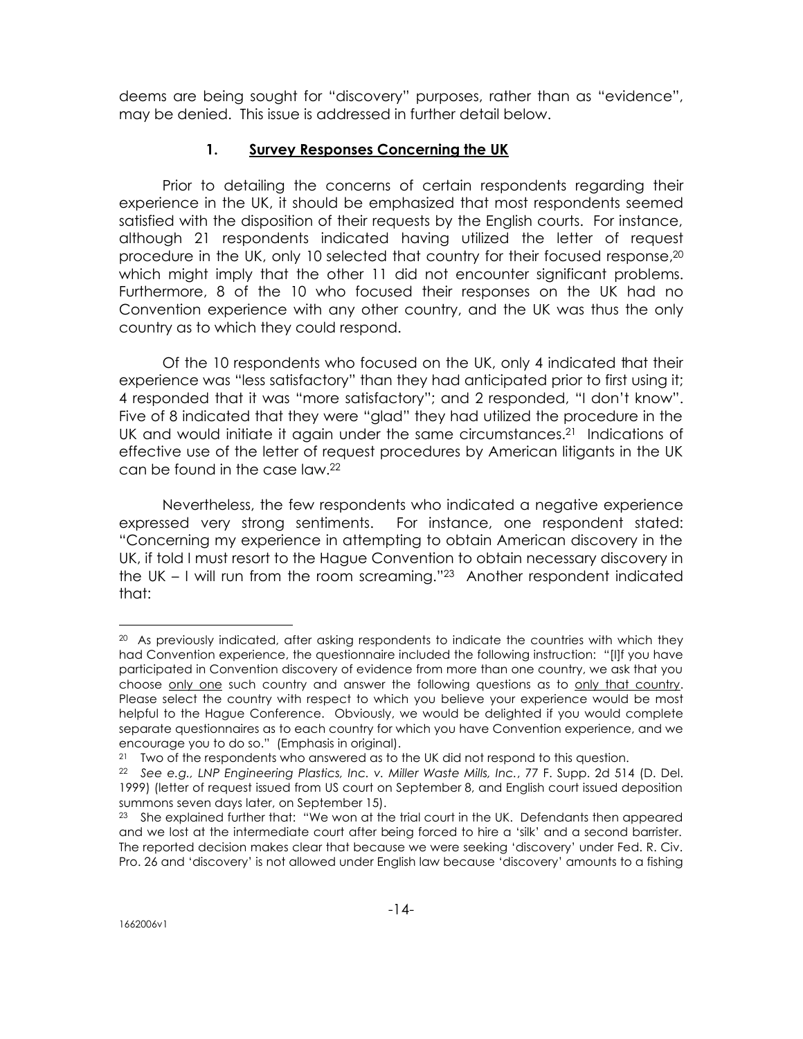deems are being sought for "discovery" purposes, rather than as "evidence", may be denied. This issue is addressed in further detail below.

### 1. <u>Survey Responses Concerning the UK</u>

Prior to detailing the concerns of certain respondents regarding their experience in the UK, it should be emphasized that most respondents seemed satisfied with the disposition of their requests by the English courts. For instance, although 21 respondents indicated having utilized the letter of request procedure in the UK, only 10 selected that country for their focused response,[20] which might imply that the other 11 did not encounter significant problems. Furthermore, 8 of the 10 who focused their responses on the UK had no Convention experience with any other country, and the UK was thus the only country as to which they could respond.

Of the 10 respondents who focused on the UK, only 4 indicated that their experience was "less satisfactory" than they had anticipated prior to first using it; 4 responded that it was "more satisfactory"; and 2 responded, "I don't know". Five of 8 indicated that they were "glad" they had utilized the procedure in the UK and would initiate it again under the same circumstances.[21] Indications of effective use of the letter of request procedures by American litigants in the UK can be found in the case law.[22]

Nevertheless, the few respondents who indicated a negative experience expressed very strong sentiments. For instance, one respondent stated: "Concerning my experience in attempting to obtain American discovery in the UK, if told I must resort to the Hague Convention to obtain necessary discovery in the UK – I will run from the room screaming."[23] Another respondent indicated that:

---

[20] As previously indicated, after asking respondents to indicate the countries with which they had Convention experience, the questionnaire included the following instruction: "[I]f you have participated in Convention discovery of evidence from more than one country, we ask that you choose <u>only one</u> such country and answer the following questions as to <u>only that country</u>. Please select the country with respect to which you believe your experience would be most helpful to the Hague Conference. Obviously, we would be delighted if you would complete separate questionnaires as to each country for which you have Convention experience, and we encourage you to do so." (Emphasis in original).

[21] Two of the respondents who answered as to the UK did not respond to this question.

[22] *See e.g., LNP Engineering Plastics, Inc. v. Miller Waste Mills, Inc.*, 77 F. Supp. 2d 514 (D. Del. 1999) (letter of request issued from US court on September 8, and English court issued deposition summons seven days later, on September 15).

[23] She explained further that: "We won at the trial court in the UK. Defendants then appeared and we lost at the intermediate court after being forced to hire a 'silk' and a second barrister. The reported decision makes clear that because we were seeking 'discovery' under Fed. R. Civ. Pro. 26 and 'discovery' is not allowed under English law because 'discovery' amounts to a fishing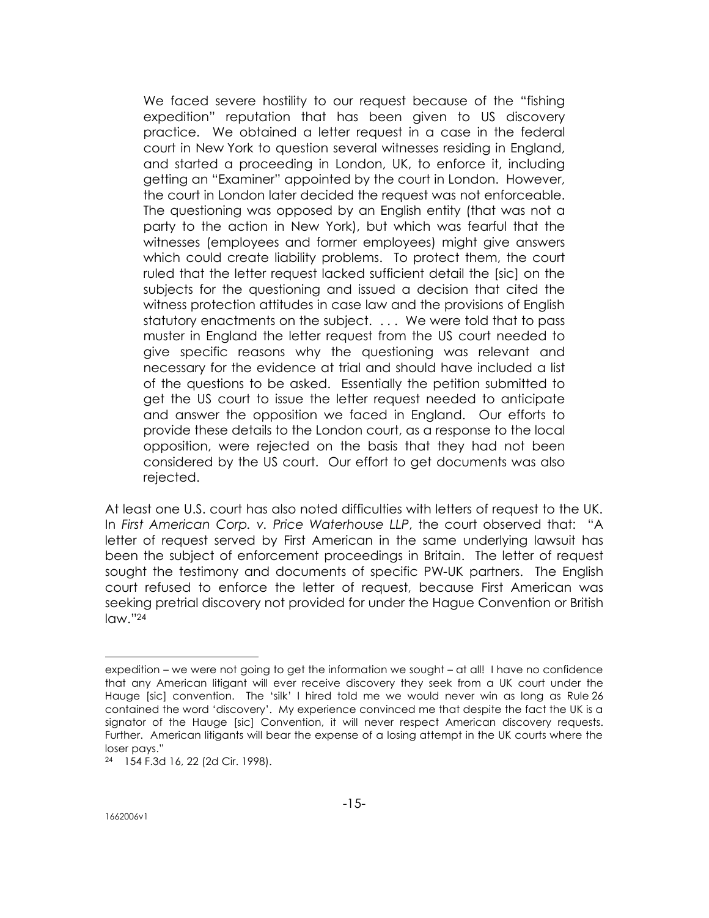> We faced severe hostility to our request because of the "fishing expedition" reputation that has been given to US discovery practice. We obtained a letter request in a case in the federal court in New York to question several witnesses residing in England, and started a proceeding in London, UK, to enforce it, including getting an "Examiner" appointed by the court in London. However, the court in London later decided the request was not enforceable. The questioning was opposed by an English entity (that was not a party to the action in New York), but which was fearful that the witnesses (employees and former employees) might give answers which could create liability problems. To protect them, the court ruled that the letter request lacked sufficient detail the [sic] on the subjects for the questioning and issued a decision that cited the witness protection attitudes in case law and the provisions of English statutory enactments on the subject. . . . We were told that to pass muster in England the letter request from the US court needed to give specific reasons why the questioning was relevant and necessary for the evidence at trial and should have included a list of the questions to be asked. Essentially the petition submitted to get the US court to issue the letter request needed to anticipate and answer the opposition we faced in England. Our efforts to provide these details to the London court, as a response to the local opposition, were rejected on the basis that they had not been considered by the US court. Our effort to get documents was also rejected.

At least one U.S. court has also noted difficulties with letters of request to the UK. In *First American Corp. v. Price Waterhouse LLP*, the court observed that: "A letter of request served by First American in the same underlying lawsuit has been the subject of enforcement proceedings in Britain. The letter of request sought the testimony and documents of specific PW-UK partners. The English court refused to enforce the letter of request, because First American was seeking pretrial discovery not provided for under the Hague Convention or British law."[24]

---

expedition – we were not going to get the information we sought – at all! I have no confidence that any American litigant will ever receive discovery they seek from a UK court under the Hauge [sic] convention. The 'silk' I hired told me we would never win as long as Rule 26 contained the word 'discovery'. My experience convinced me that despite the fact the UK is a signator of the Hauge [sic] Convention, it will never respect American discovery requests. Further. American litigants will bear the expense of a losing attempt in the UK courts where the loser pays."

[24] 154 F.3d 16, 22 (2d Cir. 1998).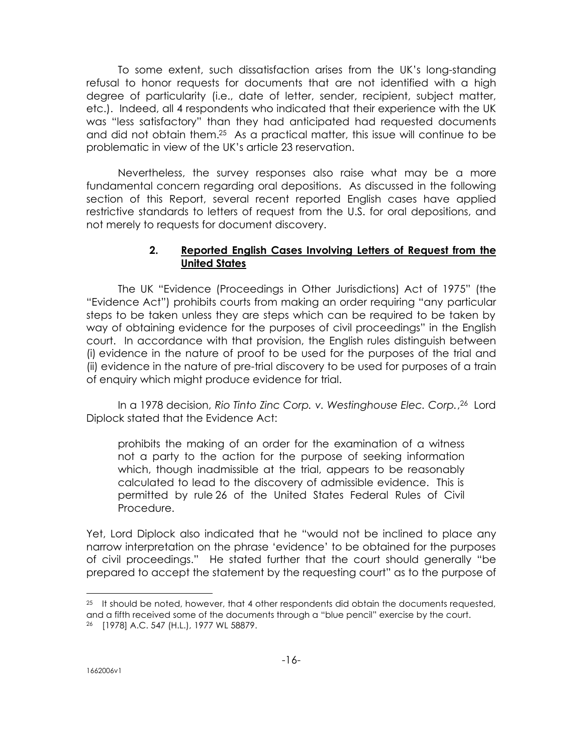To some extent, such dissatisfaction arises from the UK's long-standing refusal to honor requests for documents that are not identified with a high degree of particularity (i.e., date of letter, sender, recipient, subject matter, etc.). Indeed, all 4 respondents who indicated that their experience with the UK was "less satisfactory" than they had anticipated had requested documents and did not obtain them.[25] As a practical matter, this issue will continue to be problematic in view of the UK's article 23 reservation.

Nevertheless, the survey responses also raise what may be a more fundamental concern regarding oral depositions. As discussed in the following section of this Report, several recent reported English cases have applied restrictive standards to letters of request from the U.S. for oral depositions, and not merely to requests for document discovery.

### 2. <u>Reported English Cases Involving Letters of Request from the United States</u>

The UK "Evidence (Proceedings in Other Jurisdictions) Act of 1975" (the "Evidence Act") prohibits courts from making an order requiring "any particular steps to be taken unless they are steps which can be required to be taken by way of obtaining evidence for the purposes of civil proceedings" in the English court. In accordance with that provision, the English rules distinguish between (i) evidence in the nature of proof to be used for the purposes of the trial and (ii) evidence in the nature of pre-trial discovery to be used for purposes of a train of enquiry which might produce evidence for trial.

In a 1978 decision, *Rio Tinto Zinc Corp. v. Westinghouse Elec. Corp.*,[26] Lord Diplock stated that the Evidence Act:

> prohibits the making of an order for the examination of a witness not a party to the action for the purpose of seeking information which, though inadmissible at the trial, appears to be reasonably calculated to lead to the discovery of admissible evidence. This is permitted by rule 26 of the United States Federal Rules of Civil Procedure.

Yet, Lord Diplock also indicated that he "would not be inclined to place any narrow interpretation on the phrase 'evidence' to be obtained for the purposes of civil proceedings." He stated further that the court should generally "be prepared to accept the statement by the requesting court" as to the purpose of

---

[25] It should be noted, however, that 4 other respondents did obtain the documents requested, and a fifth received some of the documents through a "blue pencil" exercise by the court.

[26] [1978] A.C. 547 (H.L.), 1977 WL 58879.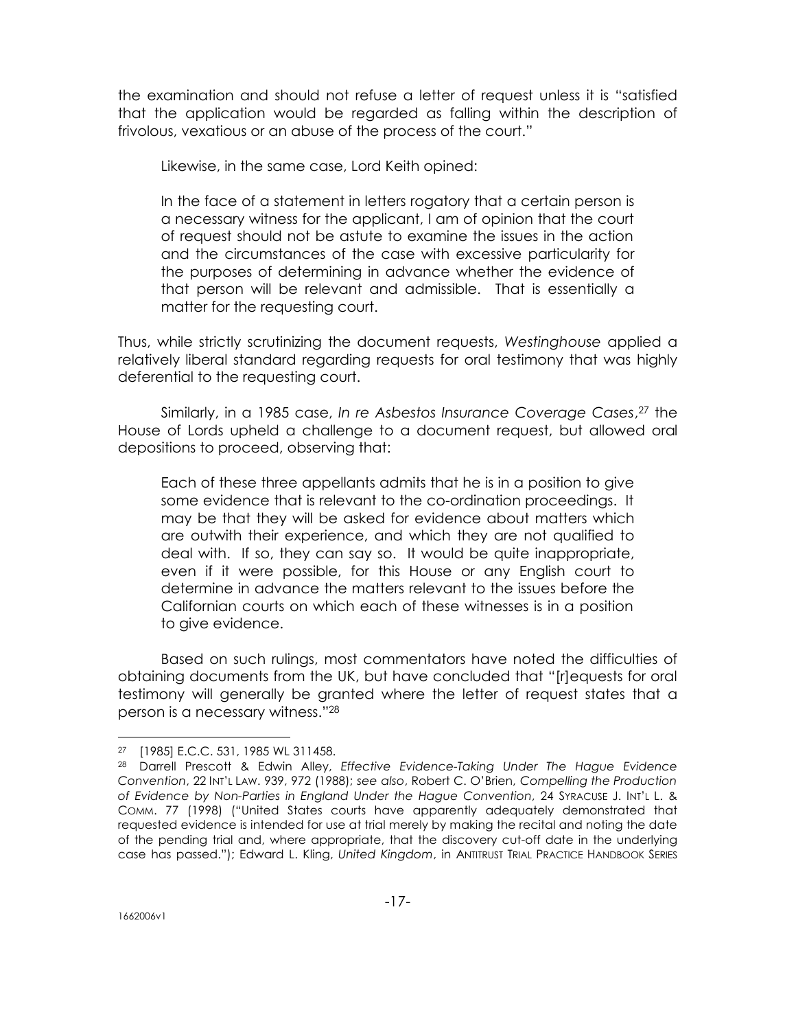the examination and should not refuse a letter of request unless it is "satisfied that the application would be regarded as falling within the description of frivolous, vexatious or an abuse of the process of the court."

Likewise, in the same case, Lord Keith opined:

> In the face of a statement in letters rogatory that a certain person is a necessary witness for the applicant, I am of opinion that the court of request should not be astute to examine the issues in the action and the circumstances of the case with excessive particularity for the purposes of determining in advance whether the evidence of that person will be relevant and admissible. That is essentially a matter for the requesting court.

Thus, while strictly scrutinizing the document requests, *Westinghouse* applied a relatively liberal standard regarding requests for oral testimony that was highly deferential to the requesting court.

Similarly, in a 1985 case, *In re Asbestos Insurance Coverage Cases*,[27] the House of Lords upheld a challenge to a document request, but allowed oral depositions to proceed, observing that:

> Each of these three appellants admits that he is in a position to give some evidence that is relevant to the co-ordination proceedings. It may be that they will be asked for evidence about matters which are outwith their experience, and which they are not qualified to deal with. If so, they can say so. It would be quite inappropriate, even if it were possible, for this House or any English court to determine in advance the matters relevant to the issues before the Californian courts on which each of these witnesses is in a position to give evidence.

Based on such rulings, most commentators have noted the difficulties of obtaining documents from the UK, but have concluded that "[r]equests for oral testimony will generally be granted where the letter of request states that a person is a necessary witness."[28]

---

[27] [1985] E.C.C. 531, 1985 WL 311458.

[28] Darrell Prescott & Edwin Alley, *Effective Evidence-Taking Under The Hague Evidence Convention*, 22 INT'L LAW. 939, 972 (1988); *see also*, Robert C. O'Brien, *Compelling the Production of Evidence by Non-Parties in England Under the Hague Convention*, 24 SYRACUSE J. INT'L L. & COMM. 77 (1998) ("United States courts have apparently adequately demonstrated that requested evidence is intended for use at trial merely by making the recital and noting the date of the pending trial and, where appropriate, that the discovery cut-off date in the underlying case has passed."); Edward L. Kling, *United Kingdom*, in ANTITRUST TRIAL PRACTICE HANDBOOK SERIES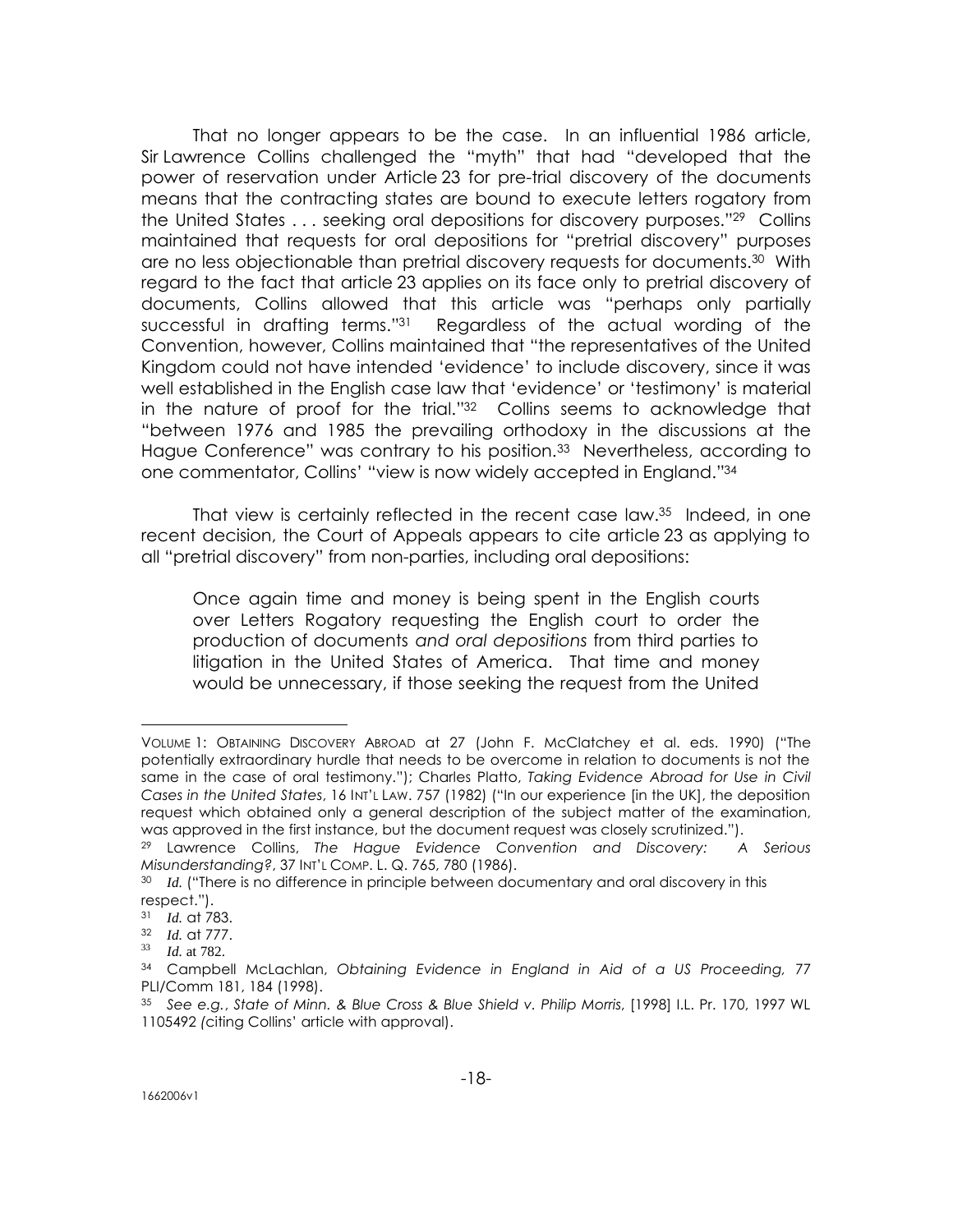That no longer appears to be the case. In an influential 1986 article, Sir Lawrence Collins challenged the "myth" that had "developed that the power of reservation under Article 23 for pre-trial discovery of the documents means that the contracting states are bound to execute letters rogatory from the United States . . . seeking oral depositions for discovery purposes."[29] Collins maintained that requests for oral depositions for "pretrial discovery" purposes are no less objectionable than pretrial discovery requests for documents.[30] With regard to the fact that article 23 applies on its face only to pretrial discovery of documents, Collins allowed that this article was "perhaps only partially successful in drafting terms."[31] Regardless of the actual wording of the Convention, however, Collins maintained that "the representatives of the United Kingdom could not have intended 'evidence' to include discovery, since it was well established in the English case law that 'evidence' or 'testimony' is material in the nature of proof for the trial."[32] Collins seems to acknowledge that "between 1976 and 1985 the prevailing orthodoxy in the discussions at the Hague Conference" was contrary to his position.[33] Nevertheless, according to one commentator, Collins' "view is now widely accepted in England."[34]

That view is certainly reflected in the recent case law.[35] Indeed, in one recent decision, the Court of Appeals appears to cite article 23 as applying to all "pretrial discovery" from non-parties, including oral depositions:

> Once again time and money is being spent in the English courts over Letters Rogatory requesting the English court to order the production of documents *and oral depositions* from third parties to litigation in the United States of America. That time and money would be unnecessary, if those seeking the request from the United

---

VOLUME 1: OBTAINING DISCOVERY ABROAD at 27 (John F. McClatchey et al. eds. 1990) ("The potentially extraordinary hurdle that needs to be overcome in relation to documents is not the same in the case of oral testimony."); Charles Platto, *Taking Evidence Abroad for Use in Civil Cases in the United States*, 16 INT'L LAW. 757 (1982) ("In our experience [in the UK], the deposition request which obtained only a general description of the subject matter of the examination, was approved in the first instance, but the document request was closely scrutinized.").

[29] Lawrence Collins, *The Hague Evidence Convention and Discovery: A Serious Misunderstanding?*, 37 INT'L COMP. L. Q. 765, 780 (1986).

[30] *Id.* ("There is no difference in principle between documentary and oral discovery in this respect.").

[31] *Id.* at 783.

[32] *Id.* at 777.

[33] *Id.* at 782.

[34] Campbell McLachlan, *Obtaining Evidence in England in Aid of a US Proceeding, 77* PLI/Comm 181, 184 (1998).

[35] *See e.g.*, *State of Minn. & Blue Cross & Blue Shield v. Philip Morris*, [1998] I.L. Pr. 170, 1997 WL 1105492 *(*citing Collins' article with approval).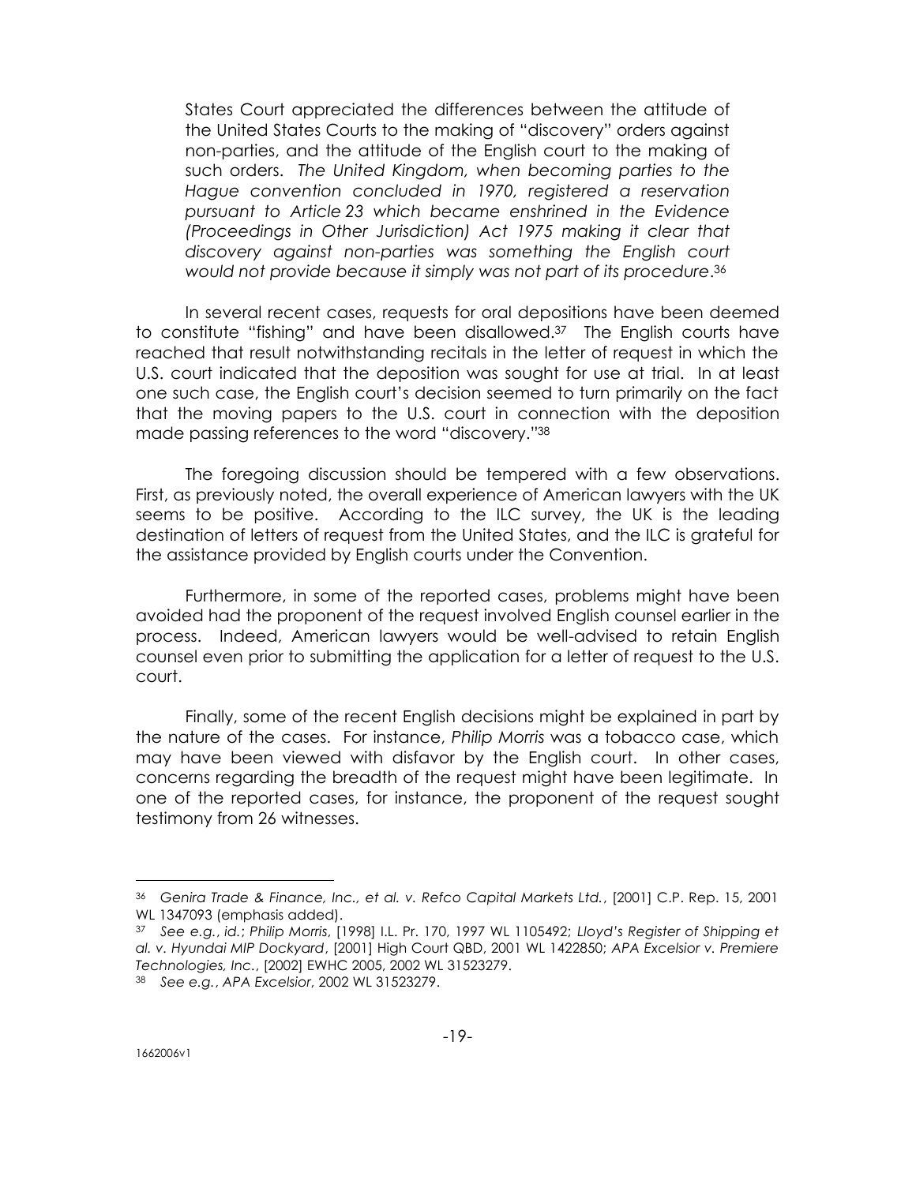> States Court appreciated the differences between the attitude of the United States Courts to the making of "discovery" orders against non-parties, and the attitude of the English court to the making of such orders. *The United Kingdom, when becoming parties to the Hague convention concluded in 1970, registered a reservation pursuant to Article 23 which became enshrined in the Evidence (Proceedings in Other Jurisdiction) Act 1975 making it clear that discovery against non-parties was something the English court would not provide because it simply was not part of its procedure*.[36]

In several recent cases, requests for oral depositions have been deemed to constitute "fishing" and have been disallowed.[37] The English courts have reached that result notwithstanding recitals in the letter of request in which the U.S. court indicated that the deposition was sought for use at trial. In at least one such case, the English court's decision seemed to turn primarily on the fact that the moving papers to the U.S. court in connection with the deposition made passing references to the word "discovery."[38]

The foregoing discussion should be tempered with a few observations. First, as previously noted, the overall experience of American lawyers with the UK seems to be positive. According to the ILC survey, the UK is the leading destination of letters of request from the United States, and the ILC is grateful for the assistance provided by English courts under the Convention.

Furthermore, in some of the reported cases, problems might have been avoided had the proponent of the request involved English counsel earlier in the process. Indeed, American lawyers would be well-advised to retain English counsel even prior to submitting the application for a letter of request to the U.S. court.

Finally, some of the recent English decisions might be explained in part by the nature of the cases. For instance, *Philip Morris* was a tobacco case, which may have been viewed with disfavor by the English court. In other cases, concerns regarding the breadth of the request might have been legitimate. In one of the reported cases, for instance, the proponent of the request sought testimony from 26 witnesses.

---

[36] *Genira Trade & Finance, Inc., et al. v. Refco Capital Markets Ltd.*, [2001] C.P. Rep. 15, 2001 WL 1347093 (emphasis added).

[37] *See e.g., id.*; *Philip Morris*, [1998] I.L. Pr. 170, 1997 WL 1105492; *Lloyd's Register of Shipping et al. v. Hyundai MIP Dockyard*, [2001] High Court QBD, 2001 WL 1422850; *APA Excelsior v. Premiere Technologies, Inc.*, [2002] EWHC 2005, 2002 WL 31523279.

[38] *See e.g., APA Excelsior*, 2002 WL 31523279.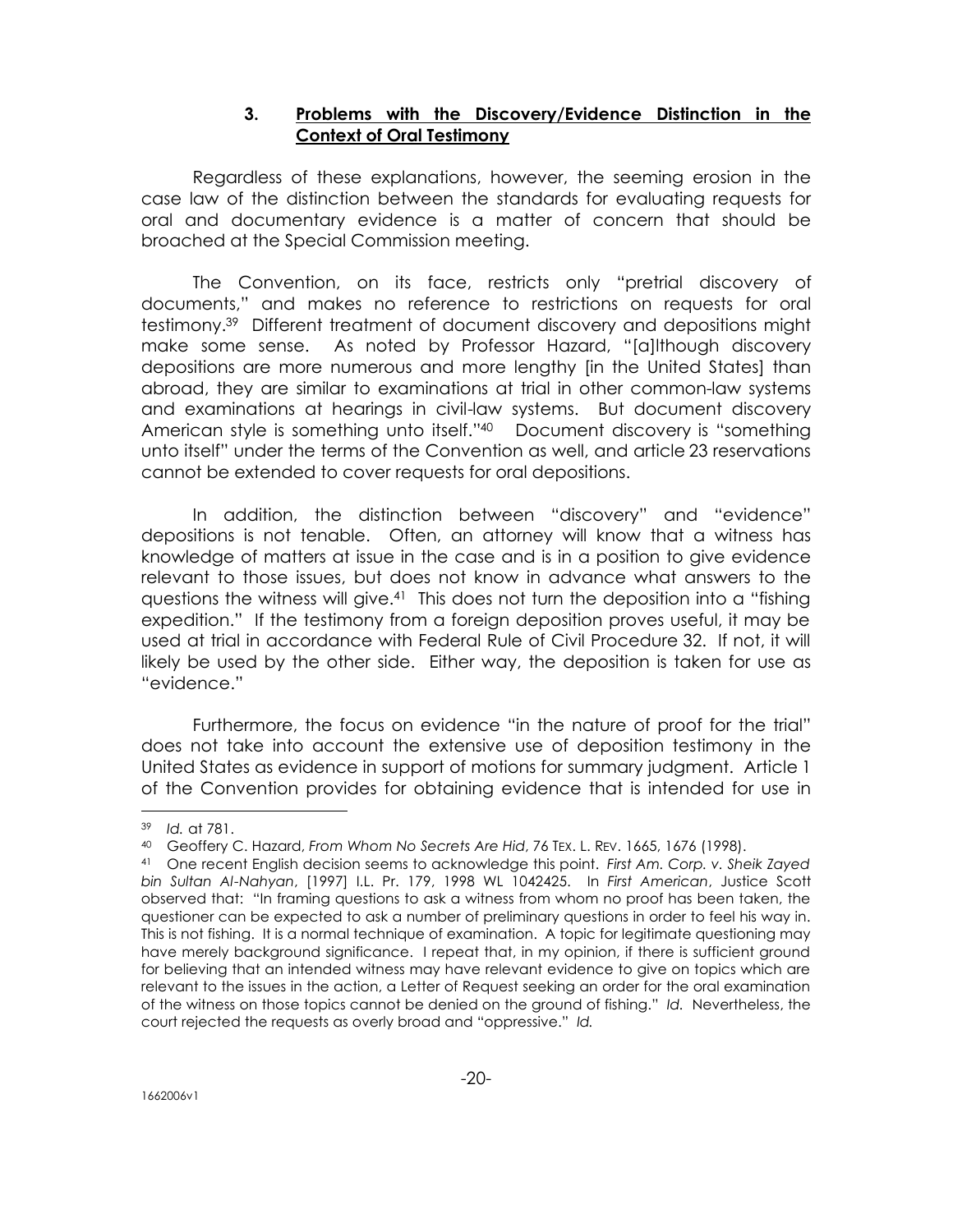### 3. <u>Problems with the Discovery/Evidence Distinction in the Context of Oral Testimony</u>

Regardless of these explanations, however, the seeming erosion in the case law of the distinction between the standards for evaluating requests for oral and documentary evidence is a matter of concern that should be broached at the Special Commission meeting.

The Convention, on its face, restricts only "pretrial discovery of documents," and makes no reference to restrictions on requests for oral testimony.[39] Different treatment of document discovery and depositions might make some sense. As noted by Professor Hazard, "[a]lthough discovery depositions are more numerous and more lengthy [in the United States] than abroad, they are similar to examinations at trial in other common-law systems and examinations at hearings in civil-law systems. But document discovery American style is something unto itself."[40] Document discovery is "something unto itself" under the terms of the Convention as well, and article 23 reservations cannot be extended to cover requests for oral depositions.

In addition, the distinction between "discovery" and "evidence" depositions is not tenable. Often, an attorney will know that a witness has knowledge of matters at issue in the case and is in a position to give evidence relevant to those issues, but does not know in advance what answers to the questions the witness will give.[41] This does not turn the deposition into a "fishing expedition." If the testimony from a foreign deposition proves useful, it may be used at trial in accordance with Federal Rule of Civil Procedure 32. If not, it will likely be used by the other side. Either way, the deposition is taken for use as "evidence."

Furthermore, the focus on evidence "in the nature of proof for the trial" does not take into account the extensive use of deposition testimony in the United States as evidence in support of motions for summary judgment. Article 1 of the Convention provides for obtaining evidence that is intended for use in

---

[39] *Id.* at 781.

[40] Geoffery C. Hazard, *From Whom No Secrets Are Hid*, 76 TEX. L. REV. 1665, 1676 (1998).

[41] One recent English decision seems to acknowledge this point. *First Am. Corp. v. Sheik Zayed bin Sultan Al-Nahyan*, [1997] I.L. Pr. 179, 1998 WL 1042425. In *First American*, Justice Scott observed that: "In framing questions to ask a witness from whom no proof has been taken, the questioner can be expected to ask a number of preliminary questions in order to feel his way in. This is not fishing. It is a normal technique of examination. A topic for legitimate questioning may have merely background significance. I repeat that, in my opinion, if there is sufficient ground for believing that an intended witness may have relevant evidence to give on topics which are relevant to the issues in the action, a Letter of Request seeking an order for the oral examination of the witness on those topics cannot be denied on the ground of fishing." *Id.* Nevertheless, the court rejected the requests as overly broad and "oppressive." *Id.*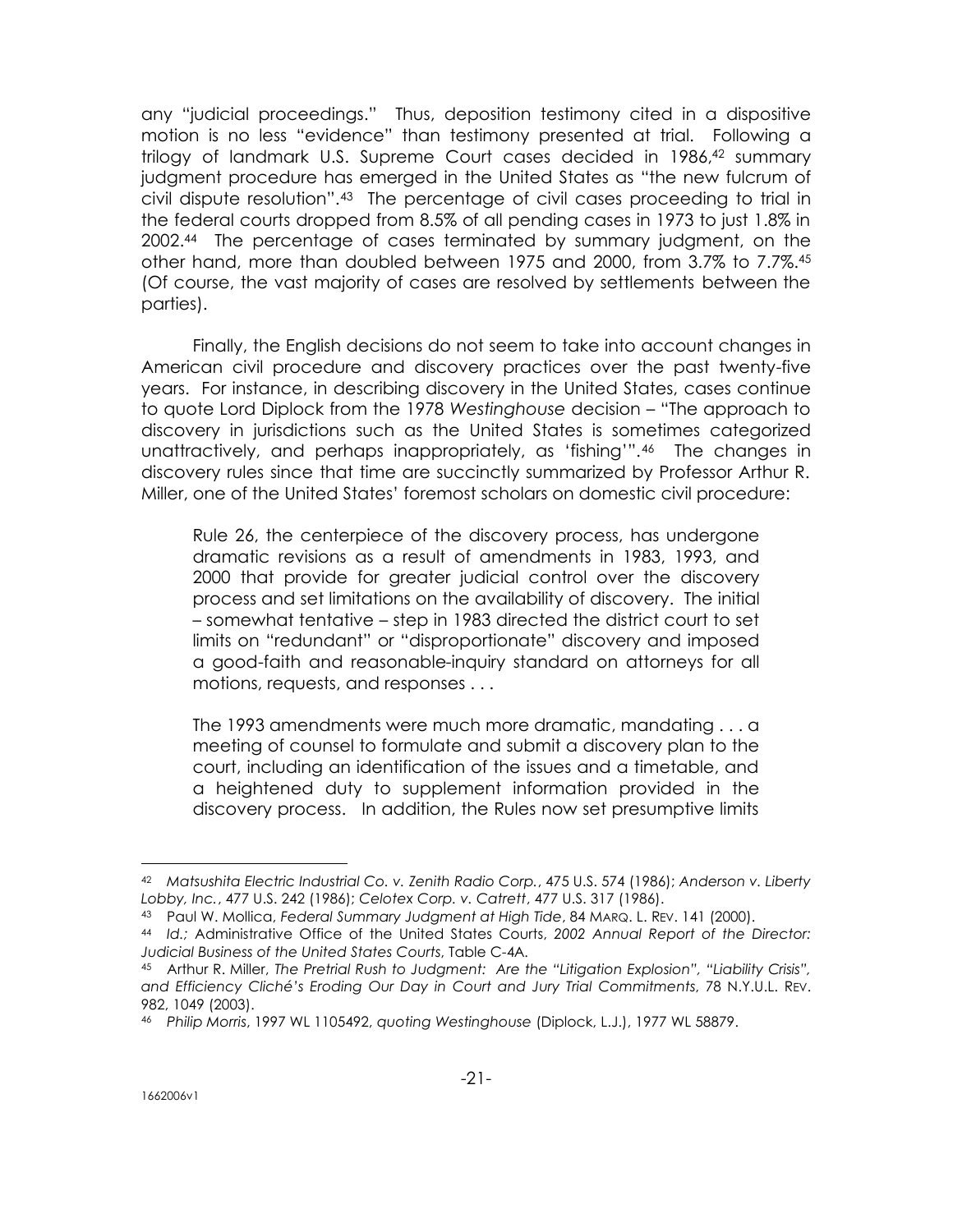any "judicial proceedings." Thus, deposition testimony cited in a dispositive motion is no less "evidence" than testimony presented at trial. Following a trilogy of landmark U.S. Supreme Court cases decided in 1986,[42] summary judgment procedure has emerged in the United States as "the new fulcrum of civil dispute resolution".[43] The percentage of civil cases proceeding to trial in the federal courts dropped from 8.5% of all pending cases in 1973 to just 1.8% in 2002.[44] The percentage of cases terminated by summary judgment, on the other hand, more than doubled between 1975 and 2000, from 3.7% to 7.7%.[45] (Of course, the vast majority of cases are resolved by settlements between the parties).

Finally, the English decisions do not seem to take into account changes in American civil procedure and discovery practices over the past twenty-five years. For instance, in describing discovery in the United States, cases continue to quote Lord Diplock from the 1978 *Westinghouse* decision – "The approach to discovery in jurisdictions such as the United States is sometimes categorized unattractively, and perhaps inappropriately, as 'fishing'".[46] The changes in discovery rules since that time are succinctly summarized by Professor Arthur R. Miller, one of the United States' foremost scholars on domestic civil procedure:

> Rule 26, the centerpiece of the discovery process, has undergone dramatic revisions as a result of amendments in 1983, 1993, and 2000 that provide for greater judicial control over the discovery process and set limitations on the availability of discovery. The initial – somewhat tentative – step in 1983 directed the district court to set limits on "redundant" or "disproportionate" discovery and imposed a good-faith and reasonable-inquiry standard on attorneys for all motions, requests, and responses . . .
>
> The 1993 amendments were much more dramatic, mandating . . . a meeting of counsel to formulate and submit a discovery plan to the court, including an identification of the issues and a timetable, and a heightened duty to supplement information provided in the discovery process. In addition, the Rules now set presumptive limits

---

[42] *Matsushita Electric Industrial Co. v. Zenith Radio Corp.*, 475 U.S. 574 (1986); *Anderson v. Liberty Lobby, Inc.*, 477 U.S. 242 (1986); *Celotex Corp. v. Catrett*, 477 U.S. 317 (1986).

[43] Paul W. Mollica, *Federal Summary Judgment at High Tide*, 84 MARQ. L. REV. 141 (2000).

[44] *Id.;* Administrative Office of the United States Courts, *2002 Annual Report of the Director: Judicial Business of the United States Courts,* Table C-4A.

[45] Arthur R. Miller, *The Pretrial Rush to Judgment: Are the "Litigation Explosion", "Liability Crisis", and Efficiency Cliché's Eroding Our Day in Court and Jury Trial Commitments*, 78 N.Y.U.L. REV. 982, 1049 (2003).

[46] *Philip Morris*, 1997 WL 1105492, *quoting Westinghouse* (Diplock, L.J.), 1977 WL 58879.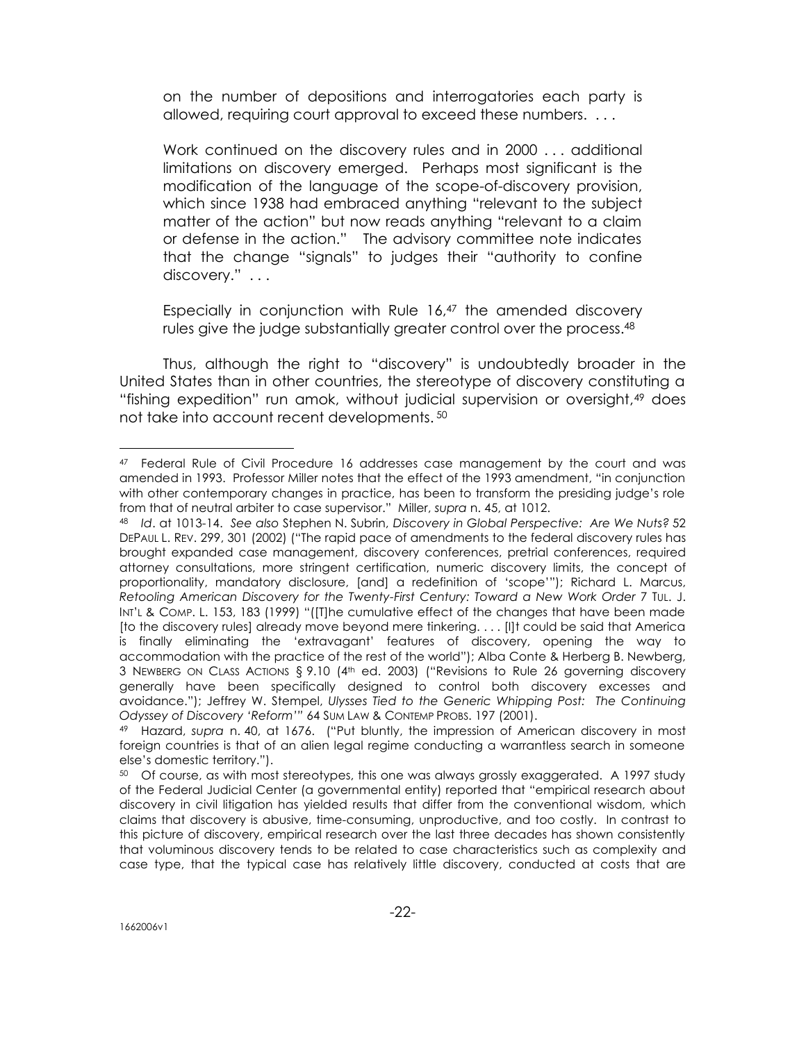on the number of depositions and interrogatories each party is allowed, requiring court approval to exceed these numbers. . . .

Work continued on the discovery rules and in 2000 . . . additional limitations on discovery emerged. Perhaps most significant is the modification of the language of the scope-of-discovery provision, which since 1938 had embraced anything "relevant to the subject matter of the action" but now reads anything "relevant to a claim or defense in the action." The advisory committee note indicates that the change "signals" to judges their "authority to confine discovery." . . .

Especially in conjunction with Rule 16,[47] the amended discovery rules give the judge substantially greater control over the process.[48]

Thus, although the right to "discovery" is undoubtedly broader in the United States than in other countries, the stereotype of discovery constituting a "fishing expedition" run amok, without judicial supervision or oversight,[49] does not take into account recent developments.[50]

---

[47] Federal Rule of Civil Procedure 16 addresses case management by the court and was amended in 1993. Professor Miller notes that the effect of the 1993 amendment, "in conjunction with other contemporary changes in practice, has been to transform the presiding judge's role from that of neutral arbiter to case supervisor." Miller, *supra* n. 45, at 1012.

[48] *Id*. at 1013-14. *See also* Stephen N. Subrin, *Discovery in Global Perspective: Are We Nuts?* 52 DEPAUL L. REV. 299, 301 (2002) ("The rapid pace of amendments to the federal discovery rules has brought expanded case management, discovery conferences, pretrial conferences, required attorney consultations, more stringent certification, numeric discovery limits, the concept of proportionality, mandatory disclosure, [and] a redefinition of 'scope'"); Richard L. Marcus, *Retooling American Discovery for the Twenty-First Century: Toward a New Work Order* 7 TUL. J. INT'L & COMP. L. 153, 183 (1999) "([T]he cumulative effect of the changes that have been made [to the discovery rules] already move beyond mere tinkering. . . . [I]t could be said that America is finally eliminating the 'extravagant' features of discovery, opening the way to accommodation with the practice of the rest of the world"); Alba Conte & Herberg B. Newberg, 3 NEWBERG ON CLASS ACTIONS § 9.10 (4th ed. 2003) ("Revisions to Rule 26 governing discovery generally have been specifically designed to control both discovery excesses and avoidance."); Jeffrey W. Stempel, *Ulysses Tied to the Generic Whipping Post: The Continuing Odyssey of Discovery 'Reform'"* 64 SUM LAW & CONTEMP PROBS. 197 (2001).

[49] Hazard, *supra* n. 40, at 1676. ("Put bluntly, the impression of American discovery in most foreign countries is that of an alien legal regime conducting a warrantless search in someone else's domestic territory.").

[50] Of course, as with most stereotypes, this one was always grossly exaggerated. A 1997 study of the Federal Judicial Center (a governmental entity) reported that "empirical research about discovery in civil litigation has yielded results that differ from the conventional wisdom, which claims that discovery is abusive, time-consuming, unproductive, and too costly. In contrast to this picture of discovery, empirical research over the last three decades has shown consistently that voluminous discovery tends to be related to case characteristics such as complexity and case type, that the typical case has relatively little discovery, conducted at costs that are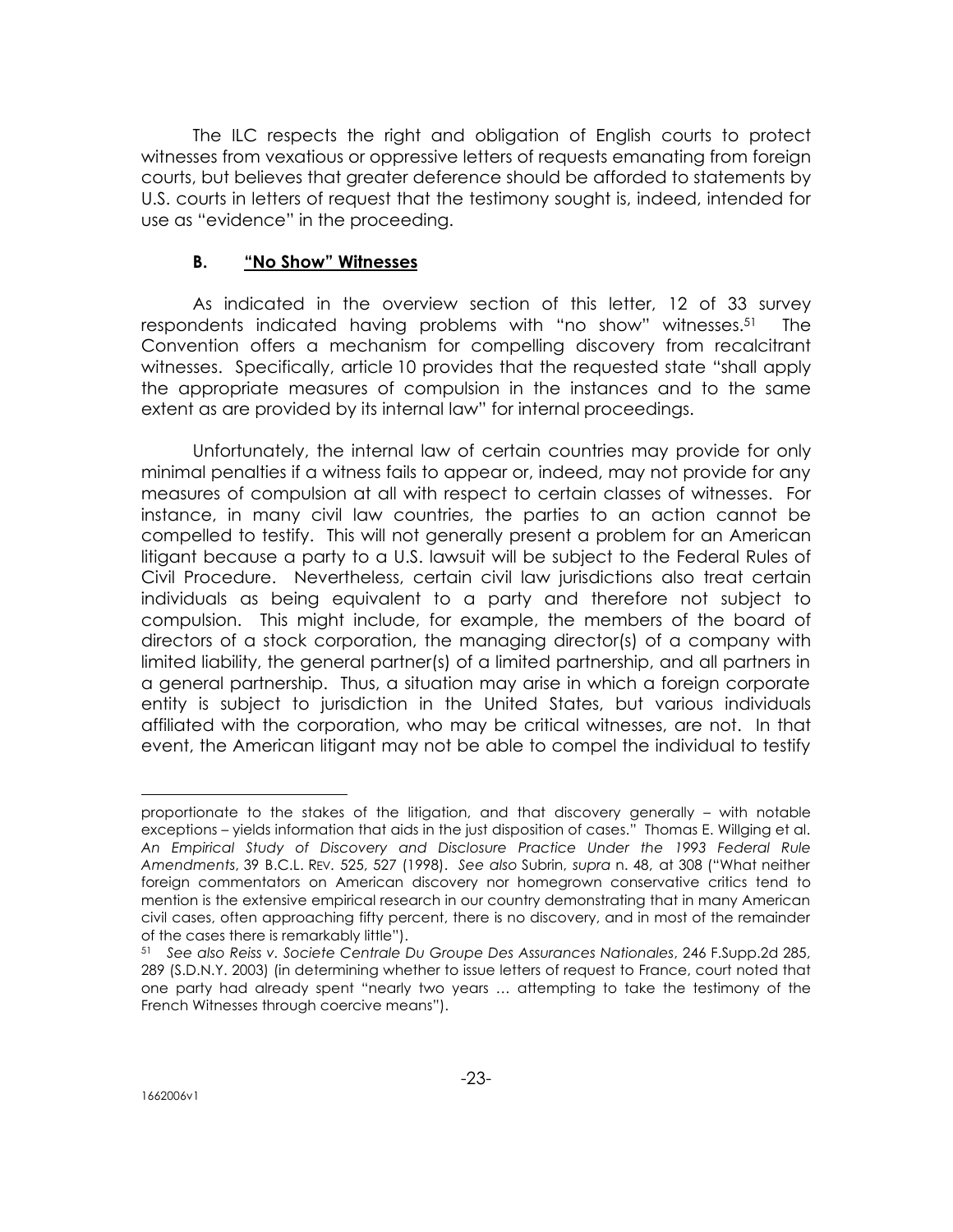The ILC respects the right and obligation of English courts to protect witnesses from vexatious or oppressive letters of requests emanating from foreign courts, but believes that greater deference should be afforded to statements by U.S. courts in letters of request that the testimony sought is, indeed, intended for use as "evidence" in the proceeding.

### B. "No Show" Witnesses

As indicated in the overview section of this letter, 12 of 33 survey respondents indicated having problems with "no show" witnesses.[51] The Convention offers a mechanism for compelling discovery from recalcitrant witnesses. Specifically, article 10 provides that the requested state "shall apply the appropriate measures of compulsion in the instances and to the same extent as are provided by its internal law" for internal proceedings.

Unfortunately, the internal law of certain countries may provide for only minimal penalties if a witness fails to appear or, indeed, may not provide for any measures of compulsion at all with respect to certain classes of witnesses. For instance, in many civil law countries, the parties to an action cannot be compelled to testify. This will not generally present a problem for an American litigant because a party to a U.S. lawsuit will be subject to the Federal Rules of Civil Procedure. Nevertheless, certain civil law jurisdictions also treat certain individuals as being equivalent to a party and therefore not subject to compulsion. This might include, for example, the members of the board of directors of a stock corporation, the managing director(s) of a company with limited liability, the general partner(s) of a limited partnership, and all partners in a general partnership. Thus, a situation may arise in which a foreign corporate entity is subject to jurisdiction in the United States, but various individuals affiliated with the corporation, who may be critical witnesses, are not. In that event, the American litigant may not be able to compel the individual to testify

---

proportionate to the stakes of the litigation, and that discovery generally – with notable exceptions – yields information that aids in the just disposition of cases." Thomas E. Willging et al. *An Empirical Study of Discovery and Disclosure Practice Under the 1993 Federal Rule Amendments*, 39 B.C.L. Rev. 525, 527 (1998). *See also* Subrin, *supra* n. 48, at 308 ("What neither foreign commentators on American discovery nor homegrown conservative critics tend to mention is the extensive empirical research in our country demonstrating that in many American civil cases, often approaching fifty percent, there is no discovery, and in most of the remainder of the cases there is remarkably little").

[51] *See also Reiss v. Societe Centrale Du Groupe Des Assurances Nationales*, 246 F.Supp.2d 285, 289 (S.D.N.Y. 2003) (in determining whether to issue letters of request to France, court noted that one party had already spent "nearly two years … attempting to take the testimony of the French Witnesses through coercive means").

1662006v1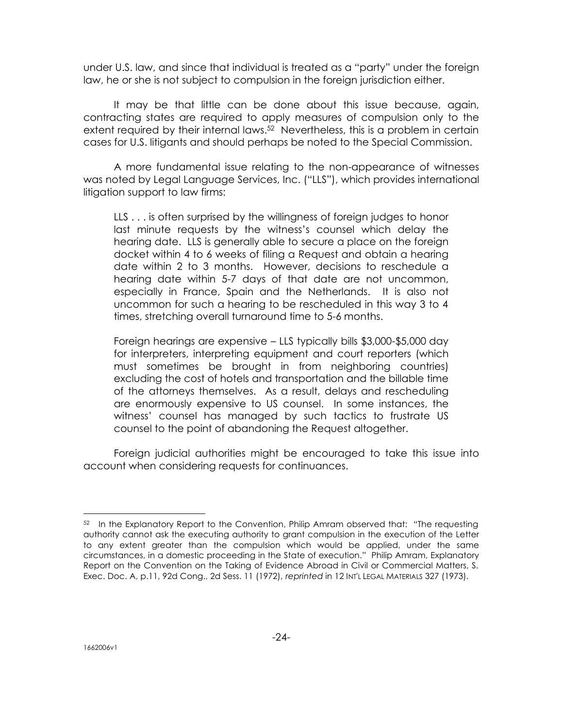under U.S. law, and since that individual is treated as a "party" under the foreign law, he or she is not subject to compulsion in the foreign jurisdiction either.

It may be that little can be done about this issue because, again, contracting states are required to apply measures of compulsion only to the extent required by their internal laws.[52] Nevertheless, this is a problem in certain cases for U.S. litigants and should perhaps be noted to the Special Commission.

A more fundamental issue relating to the non-appearance of witnesses was noted by Legal Language Services, Inc. ("LLS"), which provides international litigation support to law firms:

> LLS . . . is often surprised by the willingness of foreign judges to honor last minute requests by the witness's counsel which delay the hearing date. LLS is generally able to secure a place on the foreign docket within 4 to 6 weeks of filing a Request and obtain a hearing date within 2 to 3 months. However, decisions to reschedule a hearing date within 5-7 days of that date are not uncommon, especially in France, Spain and the Netherlands. It is also not uncommon for such a hearing to be rescheduled in this way 3 to 4 times, stretching overall turnaround time to 5-6 months.
>
> Foreign hearings are expensive – LLS typically bills $3,000-$5,000 day for interpreters, interpreting equipment and court reporters (which must sometimes be brought in from neighboring countries) excluding the cost of hotels and transportation and the billable time of the attorneys themselves. As a result, delays and rescheduling are enormously expensive to US counsel. In some instances, the witness' counsel has managed by such tactics to frustrate US counsel to the point of abandoning the Request altogether.

Foreign judicial authorities might be encouraged to take this issue into account when considering requests for continuances.

---

[52] In the Explanatory Report to the Convention, Philip Amram observed that: "The requesting authority cannot ask the executing authority to grant compulsion in the execution of the Letter to any extent greater than the compulsion which would be applied, under the same circumstances, in a domestic proceeding in the State of execution." Philip Amram, Explanatory Report on the Convention on the Taking of Evidence Abroad in Civil or Commercial Matters, S. Exec. Doc. A, p.11, 92d Cong., 2d Sess. 11 (1972), *reprinted* in 12 INT'L LEGAL MATERIALS 327 (1973).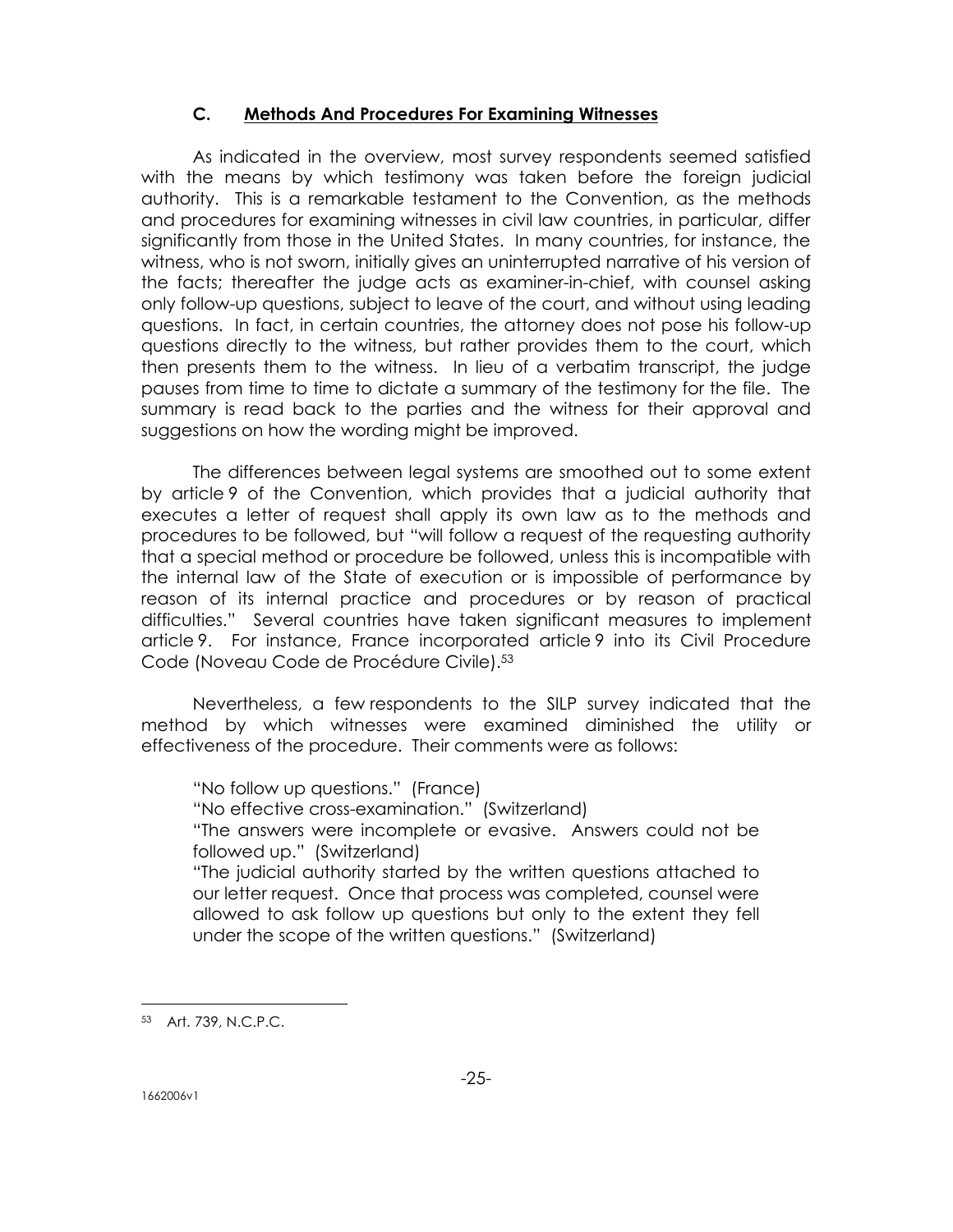### C. Methods And Procedures For Examining Witnesses

As indicated in the overview, most survey respondents seemed satisfied with the means by which testimony was taken before the foreign judicial authority. This is a remarkable testament to the Convention, as the methods and procedures for examining witnesses in civil law countries, in particular, differ significantly from those in the United States. In many countries, for instance, the witness, who is not sworn, initially gives an uninterrupted narrative of his version of the facts; thereafter the judge acts as examiner-in-chief, with counsel asking only follow-up questions, subject to leave of the court, and without using leading questions. In fact, in certain countries, the attorney does not pose his follow-up questions directly to the witness, but rather provides them to the court, which then presents them to the witness. In lieu of a verbatim transcript, the judge pauses from time to time to dictate a summary of the testimony for the file. The summary is read back to the parties and the witness for their approval and suggestions on how the wording might be improved.

The differences between legal systems are smoothed out to some extent by article 9 of the Convention, which provides that a judicial authority that executes a letter of request shall apply its own law as to the methods and procedures to be followed, but "will follow a request of the requesting authority that a special method or procedure be followed, unless this is incompatible with the internal law of the State of execution or is impossible of performance by reason of its internal practice and procedures or by reason of practical difficulties." Several countries have taken significant measures to implement article 9. For instance, France incorporated article 9 into its Civil Procedure Code (Noveau Code de Procédure Civile).[53]

Nevertheless, a few respondents to the SILP survey indicated that the method by which witnesses were examined diminished the utility or effectiveness of the procedure. Their comments were as follows:

> "No follow up questions." (France)
>
> "No effective cross-examination." (Switzerland)
>
> "The answers were incomplete or evasive. Answers could not be followed up." (Switzerland)
>
> "The judicial authority started by the written questions attached to our letter request. Once that process was completed, counsel were allowed to ask follow up questions but only to the extent they fell under the scope of the written questions." (Switzerland)

---

[53] Art. 739, N.C.P.C.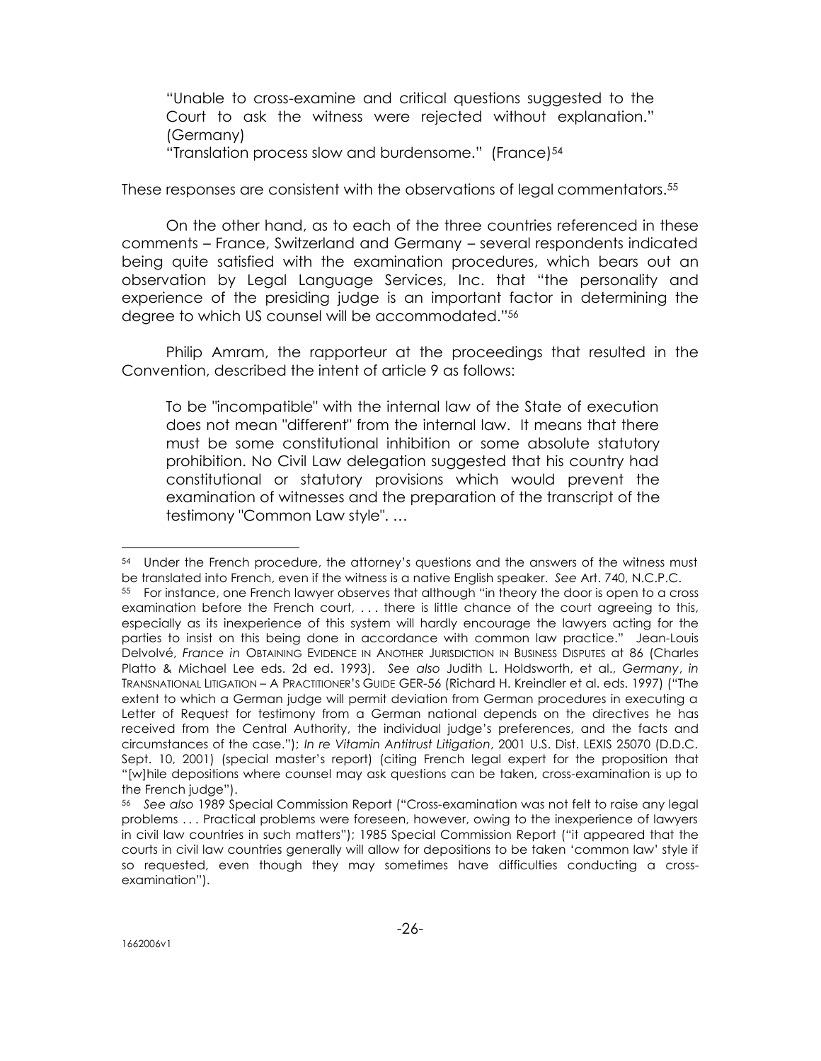> "Unable to cross-examine and critical questions suggested to the Court to ask the witness were rejected without explanation." (Germany)
>
> "Translation process slow and burdensome." (France)[54]

These responses are consistent with the observations of legal commentators.[55]

On the other hand, as to each of the three countries referenced in these comments – France, Switzerland and Germany – several respondents indicated being quite satisfied with the examination procedures, which bears out an observation by Legal Language Services, Inc. that "the personality and experience of the presiding judge is an important factor in determining the degree to which US counsel will be accommodated."[56]

Philip Amram, the rapporteur at the proceedings that resulted in the Convention, described the intent of article 9 as follows:

> To be "incompatible" with the internal law of the State of execution does not mean "different" from the internal law. It means that there must be some constitutional inhibition or some absolute statutory prohibition. No Civil Law delegation suggested that his country had constitutional or statutory provisions which would prevent the examination of witnesses and the preparation of the transcript of the testimony "Common Law style". …

---

[54] Under the French procedure, the attorney's questions and the answers of the witness must be translated into French, even if the witness is a native English speaker. *See* Art. 740, N.C.P.C.

[55] For instance, one French lawyer observes that although "in theory the door is open to a cross examination before the French court, . . . there is little chance of the court agreeing to this, especially as its inexperience of this system will hardly encourage the lawyers acting for the parties to insist on this being done in accordance with common law practice." Jean-Louis Delvolvé, *France in* OBTAINING EVIDENCE IN ANOTHER JURISDICTION IN BUSINESS DISPUTES at 86 (Charles Platto & Michael Lee eds. 2d ed. 1993). *See also* Judith L. Holdsworth, et al., *Germany*, *in* TRANSNATIONAL LITIGATION – A PRACTITIONER'S GUIDE GER-56 (Richard H. Kreindler et al. eds. 1997) ("The extent to which a German judge will permit deviation from German procedures in executing a Letter of Request for testimony from a German national depends on the directives he has received from the Central Authority, the individual judge's preferences, and the facts and circumstances of the case."); *In re Vitamin Antitrust Litigation*, 2001 U.S. Dist. LEXIS 25070 (D.D.C. Sept. 10, 2001) (special master's report) (citing French legal expert for the proposition that "[w]hile depositions where counsel may ask questions can be taken, cross-examination is up to the French judge").

[56] *See also* 1989 Special Commission Report ("Cross-examination was not felt to raise any legal problems . . . Practical problems were foreseen, however, owing to the inexperience of lawyers in civil law countries in such matters"); 1985 Special Commission Report ("it appeared that the courts in civil law countries generally will allow for depositions to be taken 'common law' style if so requested, even though they may sometimes have difficulties conducting a cross-examination").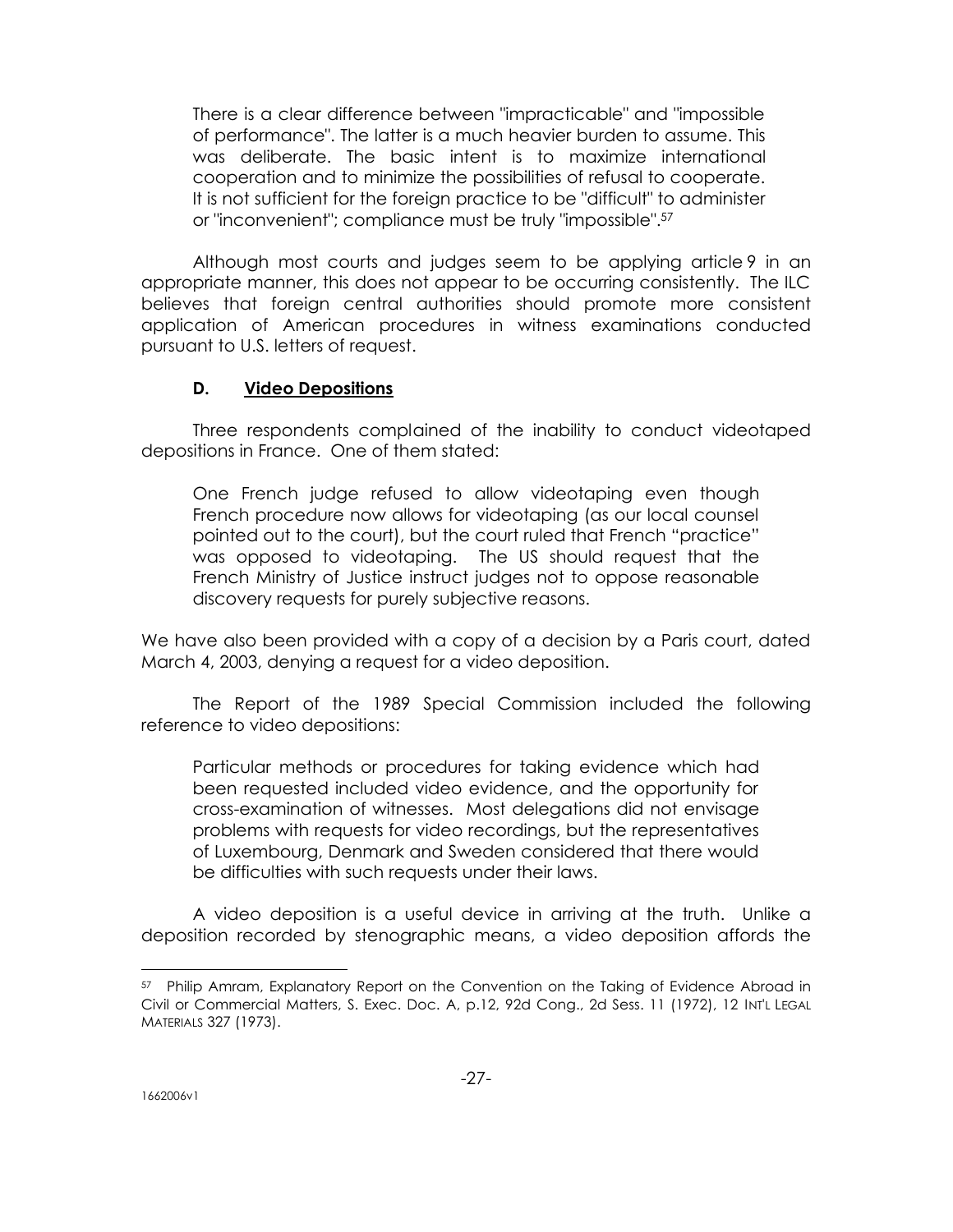> There is a clear difference between "impracticable" and "impossible of performance". The latter is a much heavier burden to assume. This was deliberate. The basic intent is to maximize international cooperation and to minimize the possibilities of refusal to cooperate. It is not sufficient for the foreign practice to be "difficult" to administer or "inconvenient"; compliance must be truly "impossible".[57]

Although most courts and judges seem to be applying article 9 in an appropriate manner, this does not appear to be occurring consistently. The ILC believes that foreign central authorities should promote more consistent application of American procedures in witness examinations conducted pursuant to U.S. letters of request.

### D. Video Depositions

Three respondents complained of the inability to conduct videotaped depositions in France. One of them stated:

> One French judge refused to allow videotaping even though French procedure now allows for videotaping (as our local counsel pointed out to the court), but the court ruled that French "practice" was opposed to videotaping. The US should request that the French Ministry of Justice instruct judges not to oppose reasonable discovery requests for purely subjective reasons.

We have also been provided with a copy of a decision by a Paris court, dated March 4, 2003, denying a request for a video deposition.

The Report of the 1989 Special Commission included the following reference to video depositions:

> Particular methods or procedures for taking evidence which had been requested included video evidence, and the opportunity for cross-examination of witnesses. Most delegations did not envisage problems with requests for video recordings, but the representatives of Luxembourg, Denmark and Sweden considered that there would be difficulties with such requests under their laws.

A video deposition is a useful device in arriving at the truth. Unlike a deposition recorded by stenographic means, a video deposition affords the

---

[57] Philip Amram, Explanatory Report on the Convention on the Taking of Evidence Abroad in Civil or Commercial Matters, S. Exec. Doc. A, p.12, 92d Cong., 2d Sess. 11 (1972), 12 INT'L LEGAL MATERIALS 327 (1973).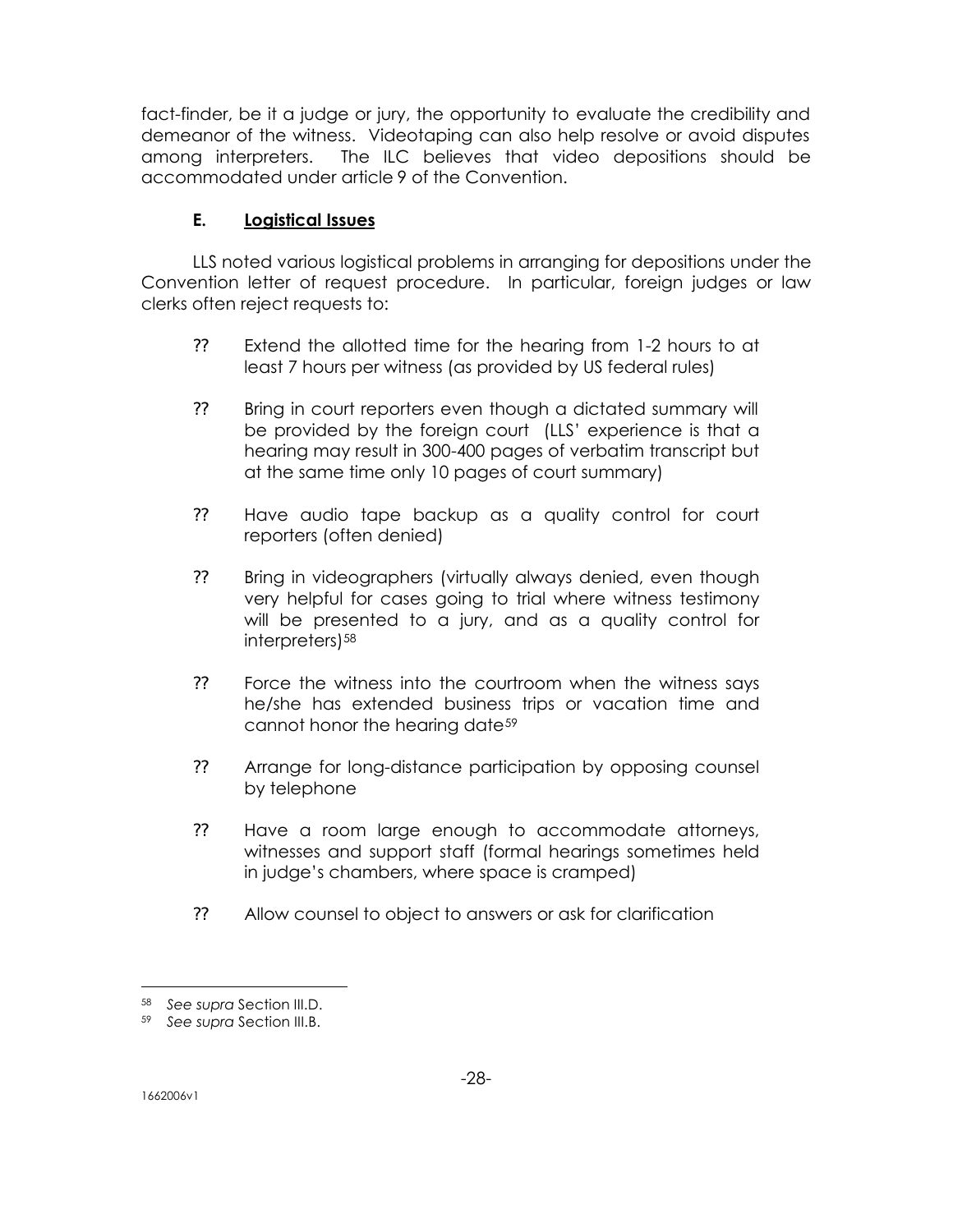fact-finder, be it a judge or jury, the opportunity to evaluate the credibility and demeanor of the witness. Videotaping can also help resolve or avoid disputes among interpreters. The ILC believes that video depositions should be accommodated under article 9 of the Convention.

### E. Logistical Issues

LLS noted various logistical problems in arranging for depositions under the Convention letter of request procedure. In particular, foreign judges or law clerks often reject requests to:

- Extend the allotted time for the hearing from 1-2 hours to at least 7 hours per witness (as provided by US federal rules)
- Bring in court reporters even though a dictated summary will be provided by the foreign court (LLS' experience is that a hearing may result in 300-400 pages of verbatim transcript but at the same time only 10 pages of court summary)
- Have audio tape backup as a quality control for court reporters (often denied)
- Bring in videographers (virtually always denied, even though very helpful for cases going to trial where witness testimony will be presented to a jury, and as a quality control for interpreters)[58]
- Force the witness into the courtroom when the witness says he/she has extended business trips or vacation time and cannot honor the hearing date[59]
- Arrange for long-distance participation by opposing counsel by telephone
- Have a room large enough to accommodate attorneys, witnesses and support staff (formal hearings sometimes held in judge's chambers, where space is cramped)
- Allow counsel to object to answers or ask for clarification

---

[58] *See supra* Section III.D.

[59] *See supra* Section III.B.

1662006v1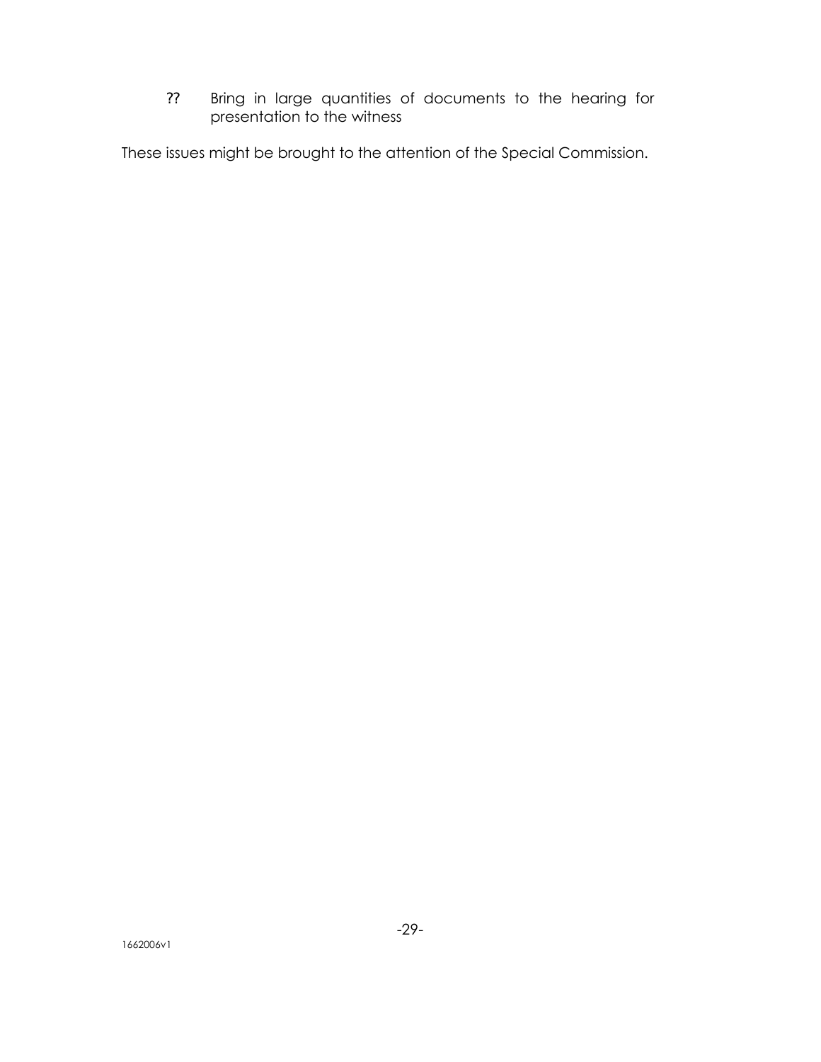?? Bring in large quantities of documents to the hearing for presentation to the witness

These issues might be brought to the attention of the Special Commission.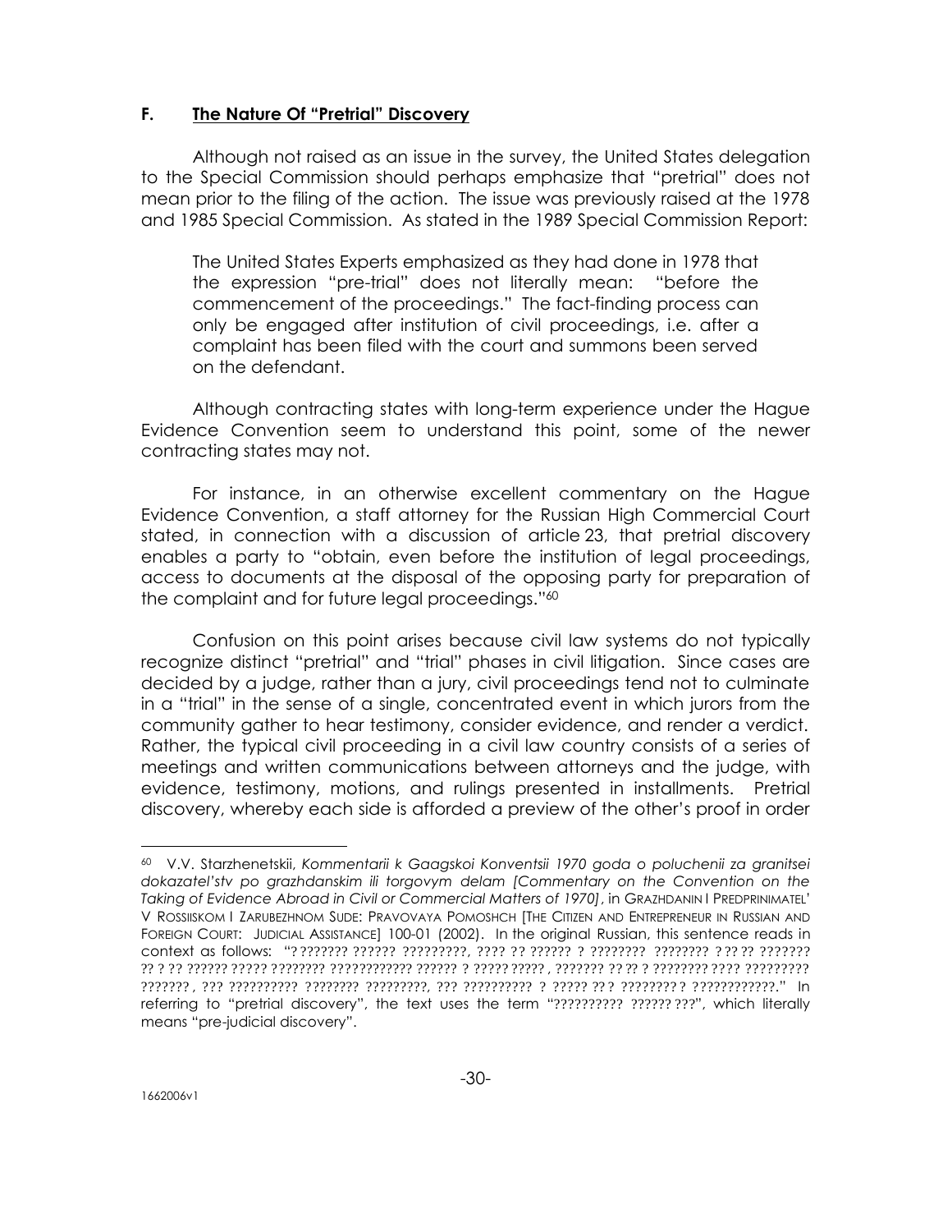### F. <u>The Nature Of "Pretrial" Discovery</u>

Although not raised as an issue in the survey, the United States delegation to the Special Commission should perhaps emphasize that "pretrial" does not mean prior to the filing of the action. The issue was previously raised at the 1978 and 1985 Special Commission. As stated in the 1989 Special Commission Report:

> The United States Experts emphasized as they had done in 1978 that the expression "pre-trial" does not literally mean: "before the commencement of the proceedings." The fact-finding process can only be engaged after institution of civil proceedings, i.e. after a complaint has been filed with the court and summons been served on the defendant.

Although contracting states with long-term experience under the Hague Evidence Convention seem to understand this point, some of the newer contracting states may not.

For instance, in an otherwise excellent commentary on the Hague Evidence Convention, a staff attorney for the Russian High Commercial Court stated, in connection with a discussion of article 23, that pretrial discovery enables a party to "obtain, even before the institution of legal proceedings, access to documents at the disposal of the opposing party for preparation of the complaint and for future legal proceedings."[60]

Confusion on this point arises because civil law systems do not typically recognize distinct "pretrial" and "trial" phases in civil litigation. Since cases are decided by a judge, rather than a jury, civil proceedings tend not to culminate in a "trial" in the sense of a single, concentrated event in which jurors from the community gather to hear testimony, consider evidence, and render a verdict. Rather, the typical civil proceeding in a civil law country consists of a series of meetings and written communications between attorneys and the judge, with evidence, testimony, motions, and rulings presented in installments. Pretrial discovery, whereby each side is afforded a preview of the other's proof in order

---

[60] V.V. Starzhenetskii, *Kommentarii k Gaagskoi Konventsii 1970 goda o poluchenii za granitsei dokazatel'stv po grazhdanskim ili torgovym delam [Commentary on the Convention on the Taking of Evidence Abroad in Civil or Commercial Matters of 1970]*, in GRAZHDANIN I PREDPRINIMATEL' V ROSSIISKOM I ZARUBEZHNOM SUDE: PRAVOVAYA POMOSHCH [THE CITIZEN AND ENTREPRENEUR IN RUSSIAN AND FOREIGN COURT: JUDICIAL ASSISTANCE] 100-01 (2002). In the original Russian, this sentence reads in context as follows: "? ??????? ?????? ?????????, ???? ?? ?????? ? ???????? ???????? ? ?? ?? ??????? ?? ? ?? ?????? ????? ???????? ??????????? ?????? ? ????? ????? , ??????? ?? ?? ? ???????? ???? ????????? ??????? , ??? ?????????? ???????? ?????????, ??? ?????????? ? ????? ?? ? ???????? ? ????????????." In referring to "pretrial discovery", the text uses the term "?????????? ?????? ???", which literally means "pre-judicial discovery".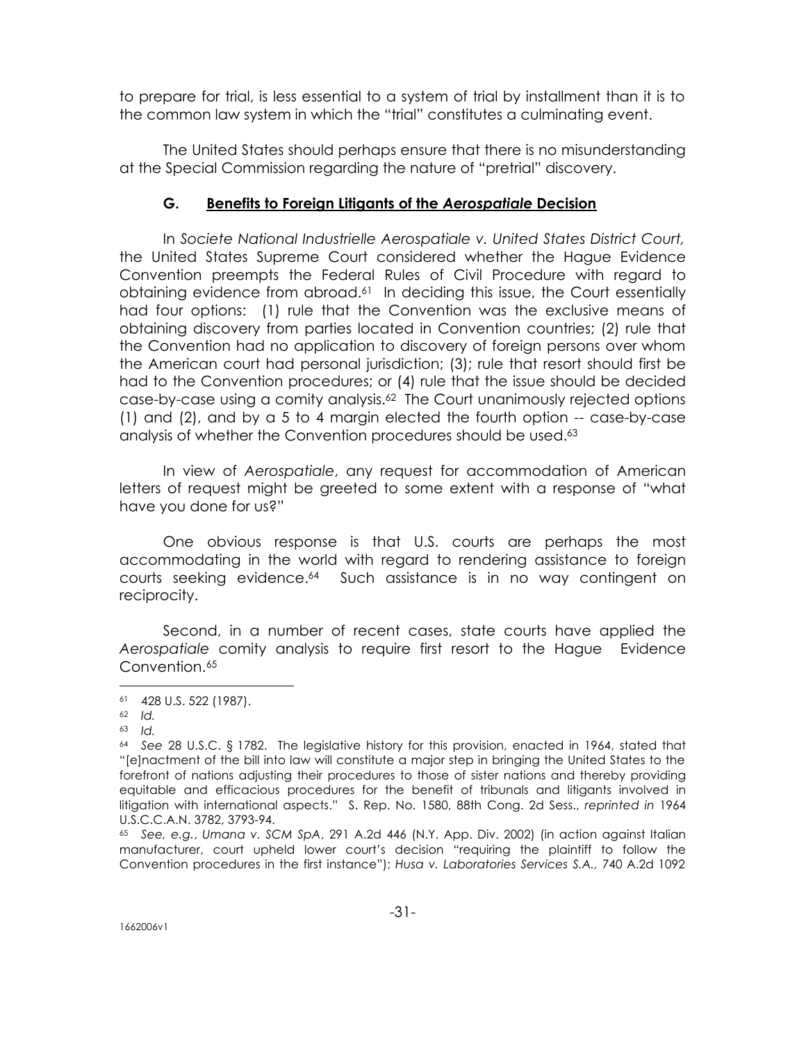to prepare for trial, is less essential to a system of trial by installment than it is to the common law system in which the "trial" constitutes a culminating event.

The United States should perhaps ensure that there is no misunderstanding at the Special Commission regarding the nature of "pretrial" discovery.

### G. Benefits to Foreign Litigants of the *Aerospatiale* Decision

In *Societe National Industrielle Aerospatiale v. United States District Court,* the United States Supreme Court considered whether the Hague Evidence Convention preempts the Federal Rules of Civil Procedure with regard to obtaining evidence from abroad.[61] In deciding this issue, the Court essentially had four options: (1) rule that the Convention was the exclusive means of obtaining discovery from parties located in Convention countries; (2) rule that the Convention had no application to discovery of foreign persons over whom the American court had personal jurisdiction; (3); rule that resort should first be had to the Convention procedures; or (4) rule that the issue should be decided case-by-case using a comity analysis.[62] The Court unanimously rejected options (1) and (2), and by a 5 to 4 margin elected the fourth option -- case-by-case analysis of whether the Convention procedures should be used.[63]

In view of *Aerospatiale*, any request for accommodation of American letters of request might be greeted to some extent with a response of "what have you done for us?"

One obvious response is that U.S. courts are perhaps the most accommodating in the world with regard to rendering assistance to foreign courts seeking evidence.[64] Such assistance is in no way contingent on reciprocity.

Second, in a number of recent cases, state courts have applied the *Aerospatiale* comity analysis to require first resort to the Hague Evidence Convention.[65]

---

[61] 428 U.S. 522 (1987).

[62] *Id.*

[63] *Id.*

[64] *See* 28 U.S.C. § 1782. The legislative history for this provision, enacted in 1964, stated that "[e]nactment of the bill into law will constitute a major step in bringing the United States to the forefront of nations adjusting their procedures to those of sister nations and thereby providing equitable and efficacious procedures for the benefit of tribunals and litigants involved in litigation with international aspects." S. Rep. No. 1580, 88th Cong. 2d Sess., *reprinted in* 1964 U.S.C.C.A.N. 3782, 3793-94.

[65] *See, e.g.*, *Umana v. SCM SpA*, 291 A.2d 446 (N.Y. App. Div. 2002) (in action against Italian manufacturer, court upheld lower court's decision "requiring the plaintiff to follow the Convention procedures in the first instance"); *Husa v. Laboratories Services S.A.,* 740 A.2d 1092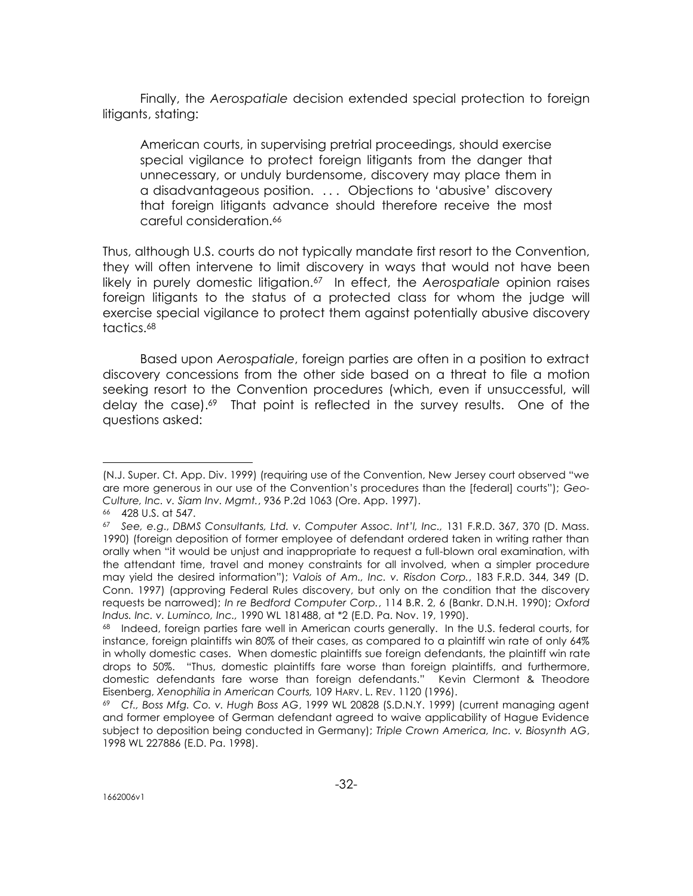Finally, the *Aerospatiale* decision extended special protection to foreign litigants, stating:

> American courts, in supervising pretrial proceedings, should exercise special vigilance to protect foreign litigants from the danger that unnecessary, or unduly burdensome, discovery may place them in a disadvantageous position. . . . Objections to 'abusive' discovery that foreign litigants advance should therefore receive the most careful consideration.[66]

Thus, although U.S. courts do not typically mandate first resort to the Convention, they will often intervene to limit discovery in ways that would not have been likely in purely domestic litigation.[67] In effect, the *Aerospatiale* opinion raises foreign litigants to the status of a protected class for whom the judge will exercise special vigilance to protect them against potentially abusive discovery tactics.[68]

Based upon *Aerospatiale*, foreign parties are often in a position to extract discovery concessions from the other side based on a threat to file a motion seeking resort to the Convention procedures (which, even if unsuccessful, will delay the case).[69] That point is reflected in the survey results. One of the questions asked:

---

(N.J. Super. Ct. App. Div. 1999) (requiring use of the Convention, New Jersey court observed "we are more generous in our use of the Convention's procedures than the [federal] courts"); *Geo-Culture, Inc. v. Siam Inv. Mgmt.*, 936 P.2d 1063 (Ore. App. 1997).

66 428 U.S. at 547.

67 *See, e.g.*, *DBMS Consultants, Ltd. v. Computer Assoc. Int'l, Inc.,* 131 F.R.D. 367, 370 (D. Mass. 1990) (foreign deposition of former employee of defendant ordered taken in writing rather than orally when "it would be unjust and inappropriate to request a full-blown oral examination, with the attendant time, travel and money constraints for all involved, when a simpler procedure may yield the desired information"); *Valois of Am., Inc. v. Risdon Corp.*, 183 F.R.D. 344, 349 (D. Conn. 1997) (approving Federal Rules discovery, but only on the condition that the discovery requests be narrowed); *In re Bedford Computer Corp.*, 114 B.R. 2, 6 (Bankr. D.N.H. 1990); *Oxford Indus. Inc. v. Luminco, Inc.,* 1990 WL 181488, at *2 (E.D. Pa. Nov. 19, 1990).

68 Indeed, foreign parties fare well in American courts generally. In the U.S. federal courts, for instance, foreign plaintiffs win 80% of their cases, as compared to a plaintiff win rate of only 64% in wholly domestic cases. When domestic plaintiffs sue foreign defendants, the plaintiff win rate drops to 50%. "Thus, domestic plaintiffs fare worse than foreign plaintiffs, and furthermore, domestic defendants fare worse than foreign defendants." Kevin Clermont & Theodore Eisenberg, *Xenophilia in American Courts,* 109 HARV. L. REV. 1120 (1996).

69 *Cf., Boss Mfg. Co. v. Hugh Boss AG*, 1999 WL 20828 (S.D.N.Y. 1999) (current managing agent and former employee of German defendant agreed to waive applicability of Hague Evidence subject to deposition being conducted in Germany); *Triple Crown America, Inc. v. Biosynth AG*, 1998 WL 227886 (E.D. Pa. 1998).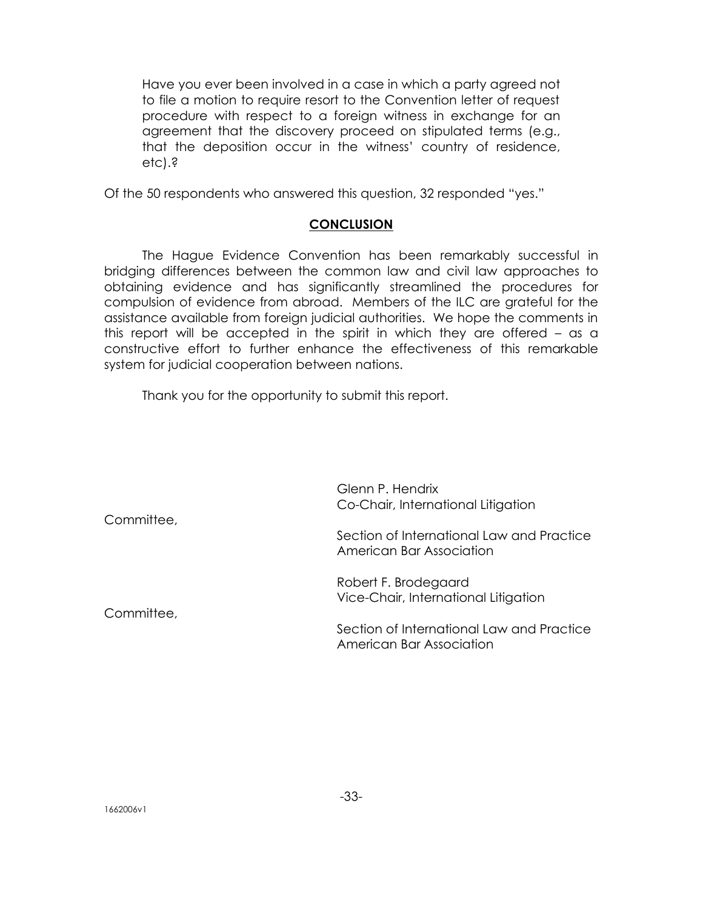> Have you ever been involved in a case in which a party agreed not to file a motion to require resort to the Convention letter of request procedure with respect to a foreign witness in exchange for an agreement that the discovery proceed on stipulated terms (e.g., that the deposition occur in the witness' country of residence, etc).?

Of the 50 respondents who answered this question, 32 responded "yes."

## CONCLUSION

The Hague Evidence Convention has been remarkably successful in bridging differences between the common law and civil law approaches to obtaining evidence and has significantly streamlined the procedures for compulsion of evidence from abroad. Members of the ILC are grateful for the assistance available from foreign judicial authorities. We hope the comments in this report will be accepted in the spirit in which they are offered – as a constructive effort to further enhance the effectiveness of this remarkable system for judicial cooperation between nations.

Thank you for the opportunity to submit this report.

Glenn P. Hendrix
Co-Chair, International Litigation Committee,
Section of International Law and Practice
American Bar Association

Robert F. Brodegaard
Vice-Chair, International Litigation Committee,
Section of International Law and Practice
American Bar Association

1662006v1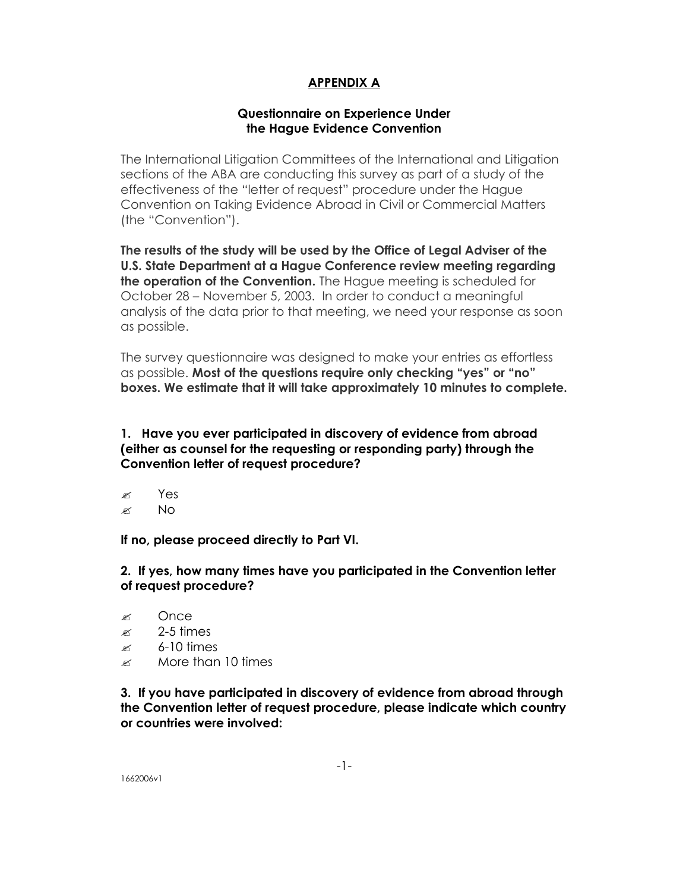## APPENDIX A

### Questionnaire on Experience Under the Hague Evidence Convention

The International Litigation Committees of the International and Litigation sections of the ABA are conducting this survey as part of a study of the effectiveness of the "letter of request" procedure under the Hague Convention on Taking Evidence Abroad in Civil or Commercial Matters (the "Convention").

**The results of the study will be used by the Office of Legal Adviser of the U.S. State Department at a Hague Conference review meeting regarding the operation of the Convention.** The Hague meeting is scheduled for October 28 – November 5, 2003. In order to conduct a meaningful analysis of the data prior to that meeting, we need your response as soon as possible.

The survey questionnaire was designed to make your entries as effortless as possible. **Most of the questions require only checking "yes" or "no" boxes. We estimate that it will take approximately 10 minutes to complete.**

**1. Have you ever participated in discovery of evidence from abroad (either as counsel for the requesting or responding party) through the Convention letter of request procedure?**

- ✍ Yes
- ✍ No

**If no, please proceed directly to Part VI.**

**2. If yes, how many times have you participated in the Convention letter of request procedure?**

- ✍ Once
- ✍ 2-5 times
- ✍ 6-10 times
- ✍ More than 10 times

**3. If you have participated in discovery of evidence from abroad through the Convention letter of request procedure, please indicate which country or countries were involved:**

1662006v1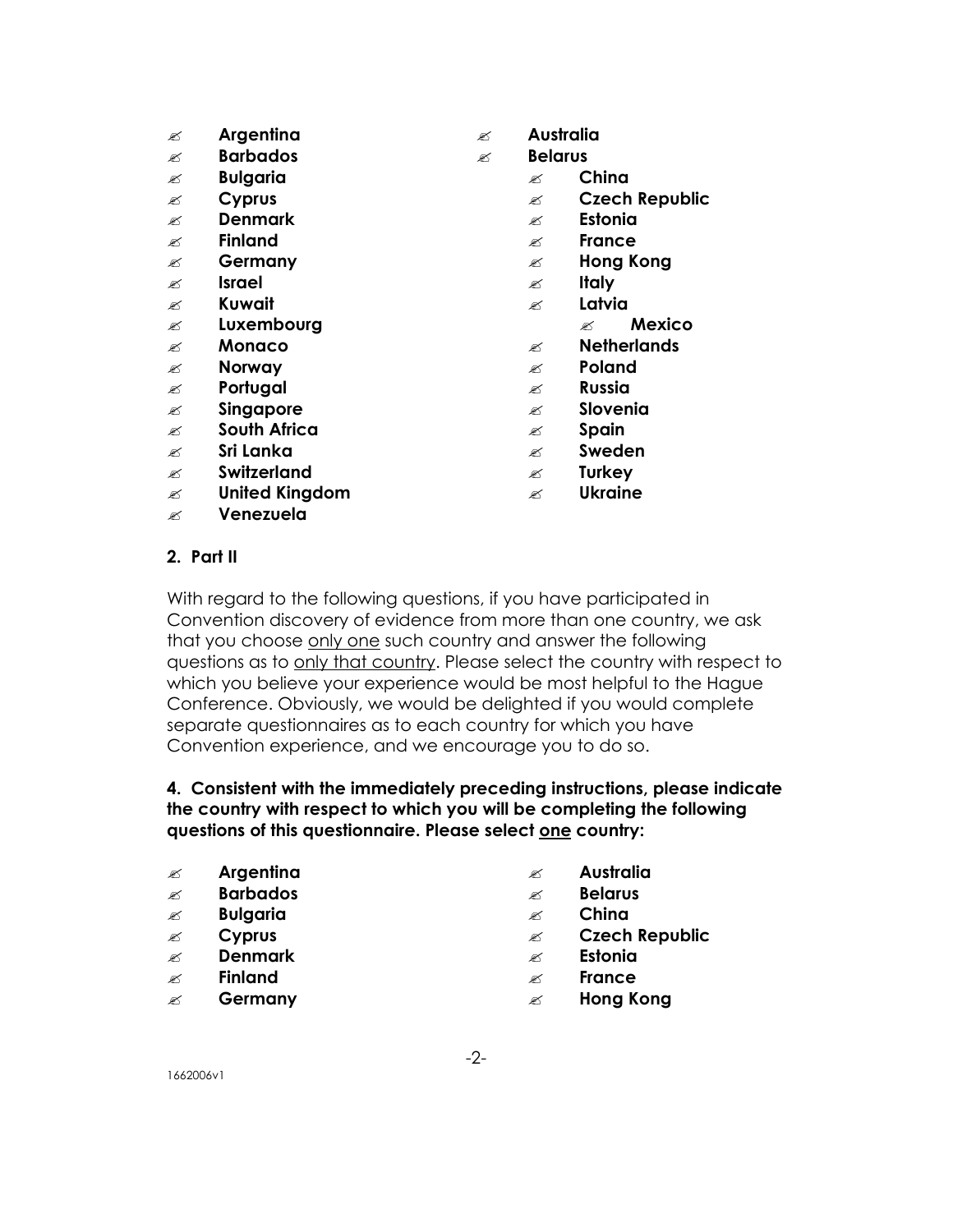- Argentina
- Australia
- Barbados
- Belarus
- Bulgaria
- China
- Cyprus
- Czech Republic
- Denmark
- Estonia
- Finland
- France
- Germany
- Hong Kong
- Israel
- Italy
- Kuwait
- Latvia
- Luxembourg
- Mexico
- Monaco
- Netherlands
- Norway
- Poland
- Portugal
- Russia
- Singapore
- Slovenia
- South Africa
- Spain
- Sri Lanka
- Sweden
- Switzerland
- Turkey
- United Kingdom
- Ukraine
- Venezuela

## 2. Part II

With regard to the following questions, if you have participated in Convention discovery of evidence from more than one country, we ask that you choose only one such country and answer the following questions as to only that country. Please select the country with respect to which you believe your experience would be most helpful to the Hague Conference. Obviously, we would be delighted if you would complete separate questionnaires as to each country for which you have Convention experience, and we encourage you to do so.

**4. Consistent with the immediately preceding instructions, please indicate the country with respect to which you will be completing the following questions of this questionnaire. Please select one country:**

- Argentina
- Australia
- Barbados
- Belarus
- Bulgaria
- China
- Cyprus
- Czech Republic
- Denmark
- Estonia
- Finland
- France
- Germany
- Hong Kong

1662006v1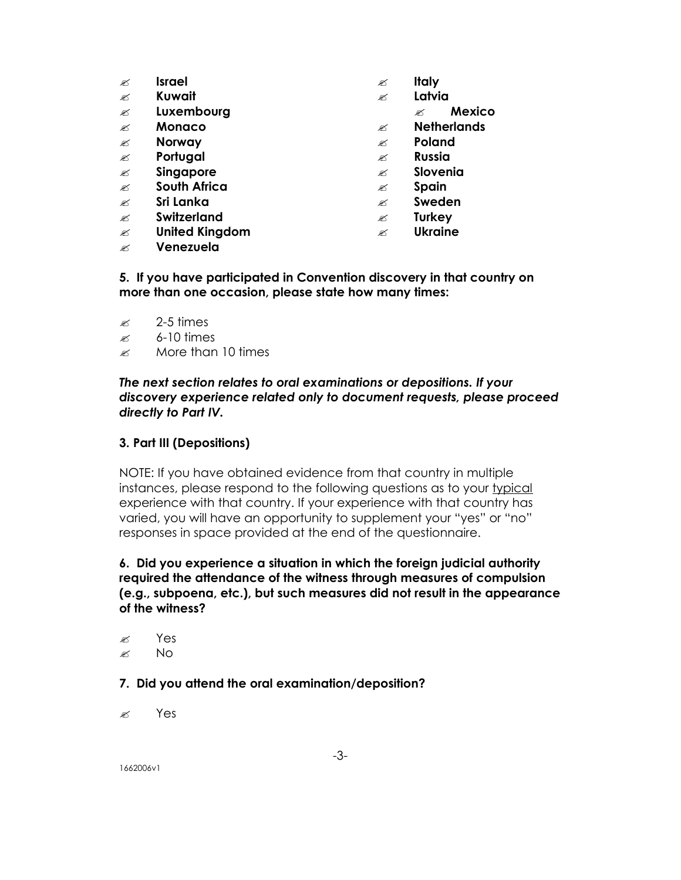- ✍ **Israel**
- ✍ **Italy**
- ✍ **Kuwait**
- ✍ **Latvia**
- ✍ **Luxembourg**
- ✍ **Mexico**
- ✍ **Monaco**
- ✍ **Netherlands**
- ✍ **Norway**
- ✍ **Poland**
- ✍ **Portugal**
- ✍ **Russia**
- ✍ **Singapore**
- ✍ **Slovenia**
- ✍ **South Africa**
- ✍ **Spain**
- ✍ **Sri Lanka**
- ✍ **Sweden**
- ✍ **Switzerland**
- ✍ **Turkey**
- ✍ **United Kingdom**
- ✍ **Ukraine**
- ✍ **Venezuela**

**5. If you have participated in Convention discovery in that country on more than one occasion, please state how many times:**

- ✍ 2-5 times
- ✍ 6-10 times
- ✍ More than 10 times

***The next section relates to oral examinations or depositions. If your discovery experience related only to document requests, please proceed directly to Part IV.***

**3. Part III (Depositions)**

NOTE: If you have obtained evidence from that country in multiple instances, please respond to the following questions as to your <u>typical</u> experience with that country. If your experience with that country has varied, you will have an opportunity to supplement your "yes" or "no" responses in space provided at the end of the questionnaire.

**6. Did you experience a situation in which the foreign judicial authority required the attendance of the witness through measures of compulsion (e.g., subpoena, etc.), but such measures did not result in the appearance of the witness?**

- ✍ Yes
- ✍ No

**7. Did you attend the oral examination/deposition?**

- ✍ Yes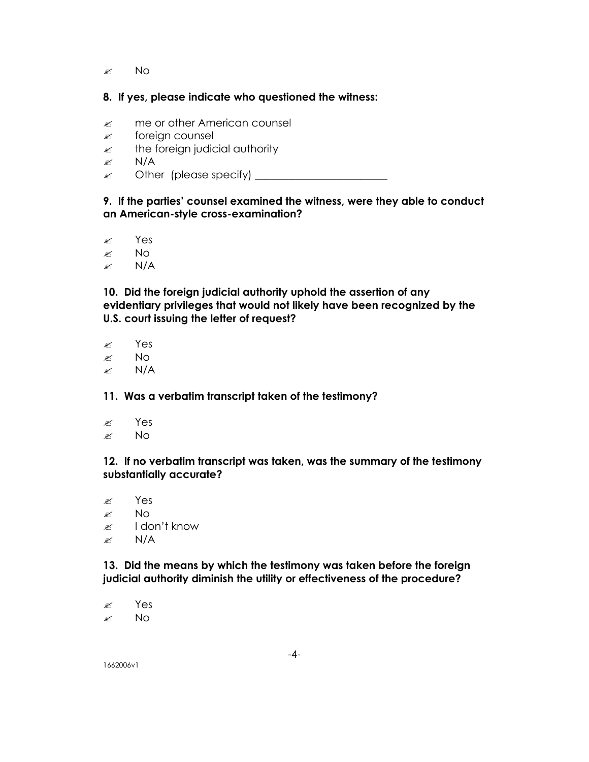- No

**8. If yes, please indicate who questioned the witness:**

- me or other American counsel
- foreign counsel
- the foreign judicial authority
- N/A
- Other (please specify) _________________________

**9. If the parties' counsel examined the witness, were they able to conduct an American-style cross-examination?**

- Yes
- No
- N/A

**10. Did the foreign judicial authority uphold the assertion of any evidentiary privileges that would not likely have been recognized by the U.S. court issuing the letter of request?**

- Yes
- No
- N/A

**11. Was a verbatim transcript taken of the testimony?**

- Yes
- No

**12. If no verbatim transcript was taken, was the summary of the testimony substantially accurate?**

- Yes
- No
- I don't know
- N/A

**13. Did the means by which the testimony was taken before the foreign judicial authority diminish the utility or effectiveness of the procedure?**

- Yes
- No

1662006v1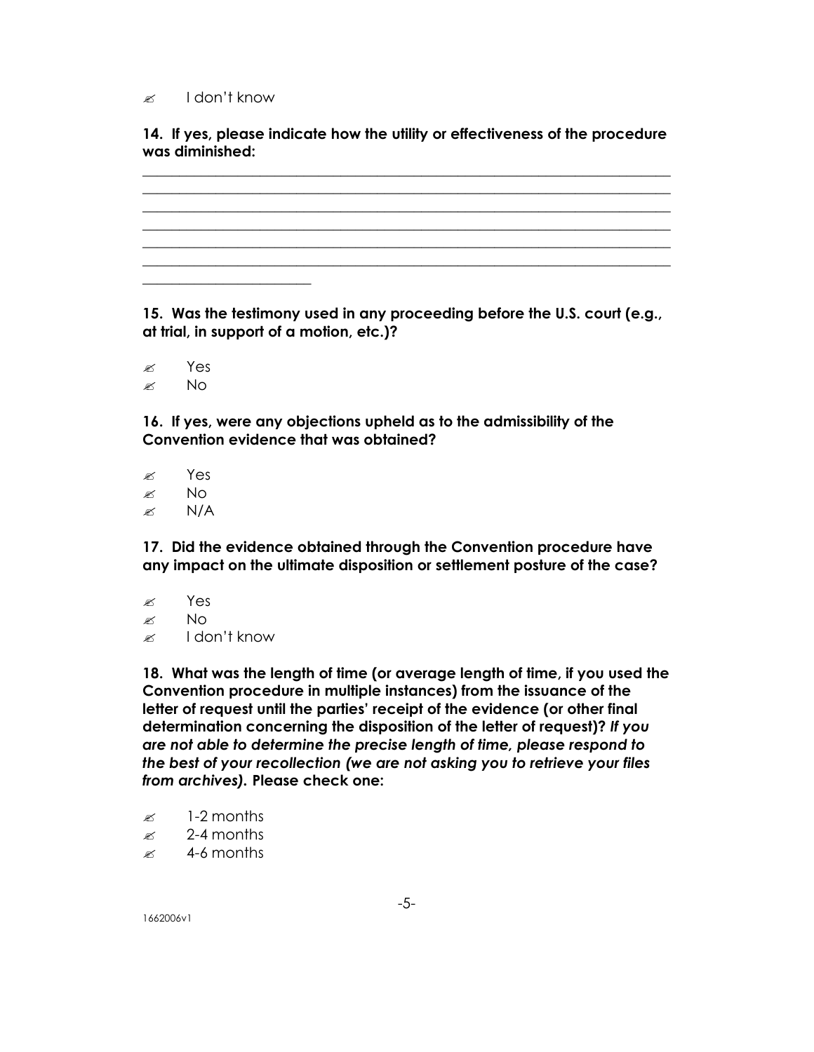✍ I don't know

**14. If yes, please indicate how the utility or effectiveness of the procedure was diminished:**

_______________________________________________________________________
_______________________________________________________________________
_______________________________________________________________________
_______________________________________________________________________
_______________________________________________________________________
_______________________________________________________________________
______________________

**15. Was the testimony used in any proceeding before the U.S. court (e.g., at trial, in support of a motion, etc.)?**

✍ Yes
✍ No

**16. If yes, were any objections upheld as to the admissibility of the Convention evidence that was obtained?**

✍ Yes
✍ No
✍ N/A

**17. Did the evidence obtained through the Convention procedure have any impact on the ultimate disposition or settlement posture of the case?**

✍ Yes
✍ No
✍ I don't know

**18. What was the length of time (or average length of time, if you used the Convention procedure in multiple instances) from the issuance of the letter of request until the parties' receipt of the evidence (or other final determination concerning the disposition of the letter of request)?** ***If you are not able to determine the precise length of time, please respond to the best of your recollection (we are not asking you to retrieve your files from archives).*** **Please check one:**

✍ 1-2 months
✍ 2-4 months
✍ 4-6 months

1662006v1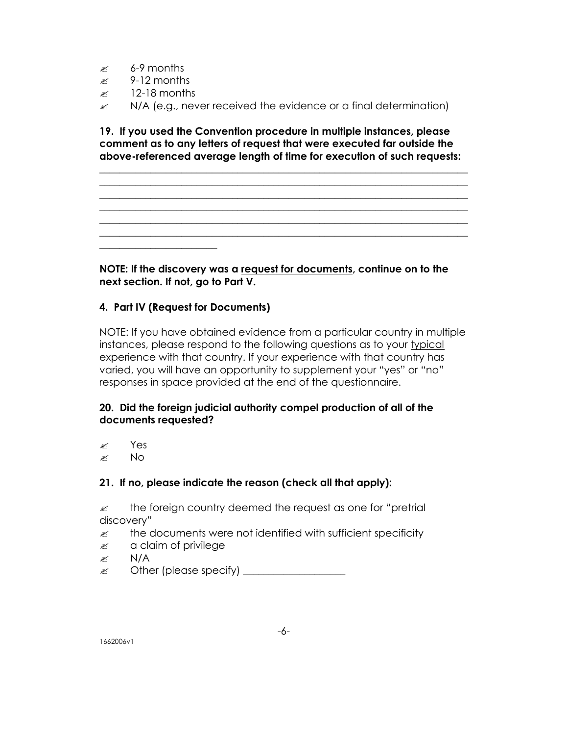- ✍ 6-9 months
- ✍ 9-12 months
- ✍ 12-18 months
- ✍ N/A (e.g., never received the evidence or a final determination)

**19. If you used the Convention procedure in multiple instances, please comment as to any letters of request that were executed far outside the above-referenced average length of time for execution of such requests:**

_______________________________________________________________________
_______________________________________________________________________
_______________________________________________________________________
_______________________________________________________________________
_______________________________________________________________________
_______________________________________________________________________
_____________________

**NOTE: If the discovery was a <u>request for documents</u>, continue on to the next section. If not, go to Part V.**

### 4. Part IV (Request for Documents)

NOTE: If you have obtained evidence from a particular country in multiple instances, please respond to the following questions as to your <u>typical</u> experience with that country. If your experience with that country has varied, you will have an opportunity to supplement your "yes" or "no" responses in space provided at the end of the questionnaire.

**20. Did the foreign judicial authority compel production of all of the documents requested?**

- ✍ Yes
- ✍ No

**21. If no, please indicate the reason (check all that apply):**

- ✍ the foreign country deemed the request as one for "pretrial discovery"
- ✍ the documents were not identified with sufficient specificity
- ✍ a claim of privilege
- ✍ N/A
- ✍ Other (please specify) ____________________

1662006v1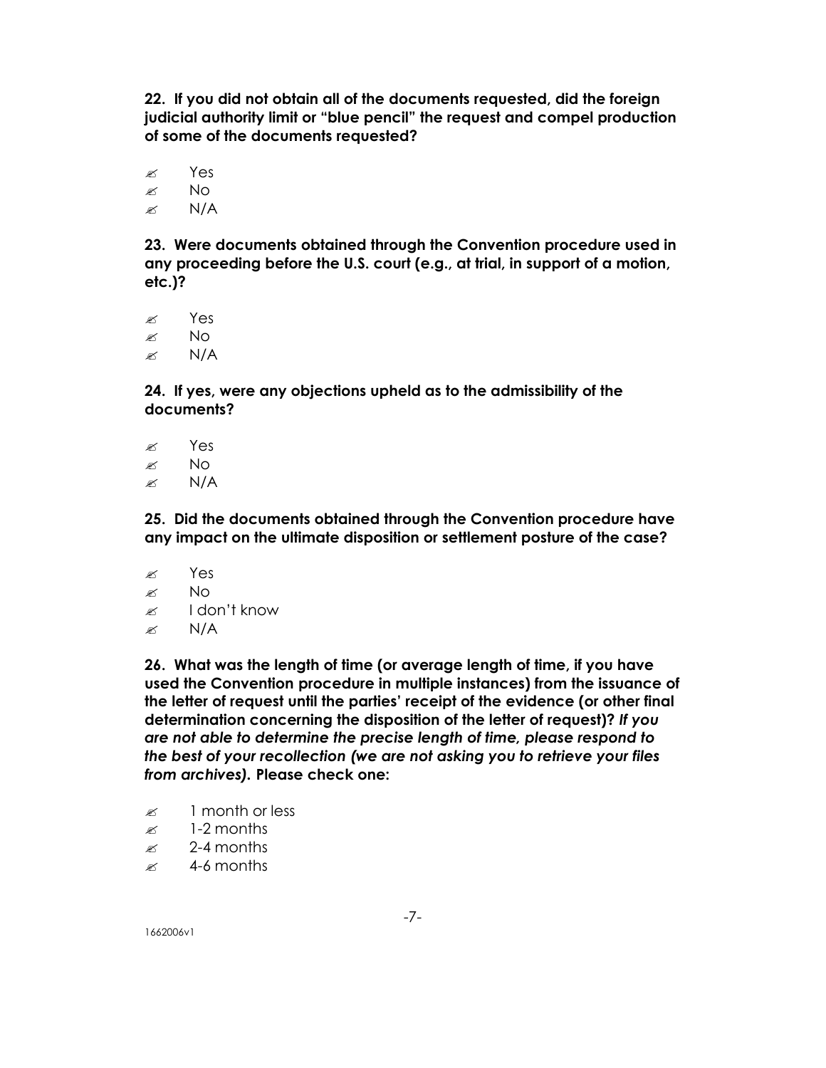**22. If you did not obtain all of the documents requested, did the foreign judicial authority limit or "blue pencil" the request and compel production of some of the documents requested?**

- ✍ Yes
- ✍ No
- ✍ N/A

**23. Were documents obtained through the Convention procedure used in any proceeding before the U.S. court (e.g., at trial, in support of a motion, etc.)?**

- ✍ Yes
- ✍ No
- ✍ N/A

**24. If yes, were any objections upheld as to the admissibility of the documents?**

- ✍ Yes
- ✍ No
- ✍ N/A

**25. Did the documents obtained through the Convention procedure have any impact on the ultimate disposition or settlement posture of the case?**

- ✍ Yes
- ✍ No
- ✍ I don't know
- ✍ N/A

**26. What was the length of time (or average length of time, if you have used the Convention procedure in multiple instances) from the issuance of the letter of request until the parties' receipt of the evidence (or other final determination concerning the disposition of the letter of request)?** ***If you are not able to determine the precise length of time, please respond to the best of your recollection (we are not asking you to retrieve your files from archives).*** **Please check one:**

- ✍ 1 month or less
- ✍ 1-2 months
- ✍ 2-4 months
- ✍ 4-6 months

1662006v1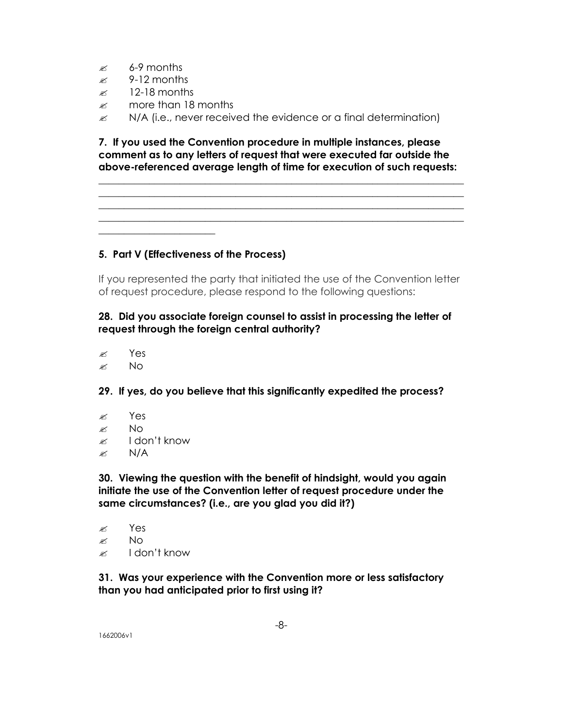- ✍ 6-9 months
- ✍ 9-12 months
- ✍ 12-18 months
- ✍ more than 18 months
- ✍ N/A (i.e., never received the evidence or a final determination)

**7. If you used the Convention procedure in multiple instances, please comment as to any letters of request that were executed far outside the above-referenced average length of time for execution of such requests:**

________________________________________________________________________
________________________________________________________________________
________________________________________________________________________
________________________________________________________________________
________________________

### 5. Part V (Effectiveness of the Process)

If you represented the party that initiated the use of the Convention letter of request procedure, please respond to the following questions:

**28. Did you associate foreign counsel to assist in processing the letter of request through the foreign central authority?**

- ✍ Yes
- ✍ No

**29. If yes, do you believe that this significantly expedited the process?**

- ✍ Yes
- ✍ No
- ✍ I don't know
- ✍ N/A

**30. Viewing the question with the benefit of hindsight, would you again initiate the use of the Convention letter of request procedure under the same circumstances? (i.e., are you glad you did it?)**

- ✍ Yes
- ✍ No
- ✍ I don't know

**31. Was your experience with the Convention more or less satisfactory than you had anticipated prior to first using it?**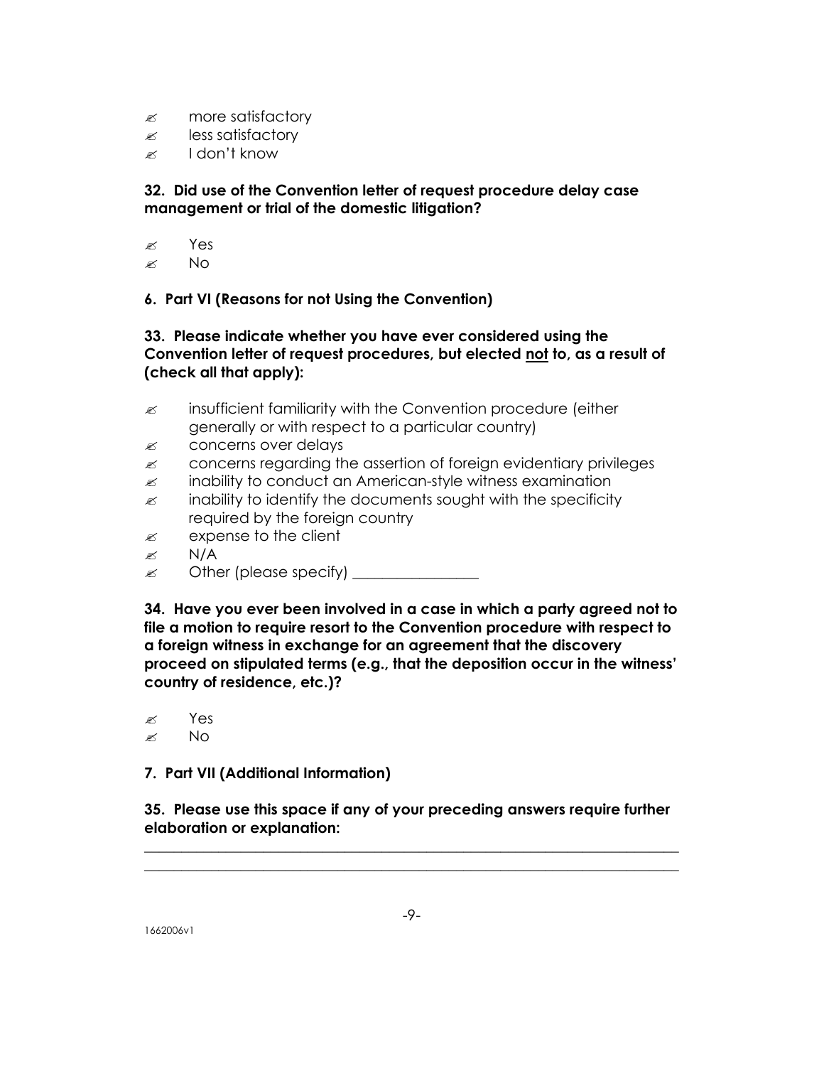- ✍ more satisfactory
- ✍ less satisfactory
- ✍ I don't know

**32. Did use of the Convention letter of request procedure delay case management or trial of the domestic litigation?**

- ✍ Yes
- ✍ No

**6. Part VI (Reasons for not Using the Convention)**

**33. Please indicate whether you have ever considered using the Convention letter of request procedures, but elected <u>not</u> to, as a result of (check all that apply):**

- ✍ insufficient familiarity with the Convention procedure (either generally or with respect to a particular country)
- ✍ concerns over delays
- ✍ concerns regarding the assertion of foreign evidentiary privileges
- ✍ inability to conduct an American-style witness examination
- ✍ inability to identify the documents sought with the specificity required by the foreign country
- ✍ expense to the client
- ✍ N/A
- ✍ Other (please specify) _________________

**34. Have you ever been involved in a case in which a party agreed not to file a motion to require resort to the Convention procedure with respect to a foreign witness in exchange for an agreement that the discovery proceed on stipulated terms (e.g., that the deposition occur in the witness' country of residence, etc.)?**

- ✍ Yes
- ✍ No

**7. Part VII (Additional Information)**

**35. Please use this space if any of your preceding answers require further elaboration or explanation:**

___________________________________________________________________________

___________________________________________________________________________

1662006v1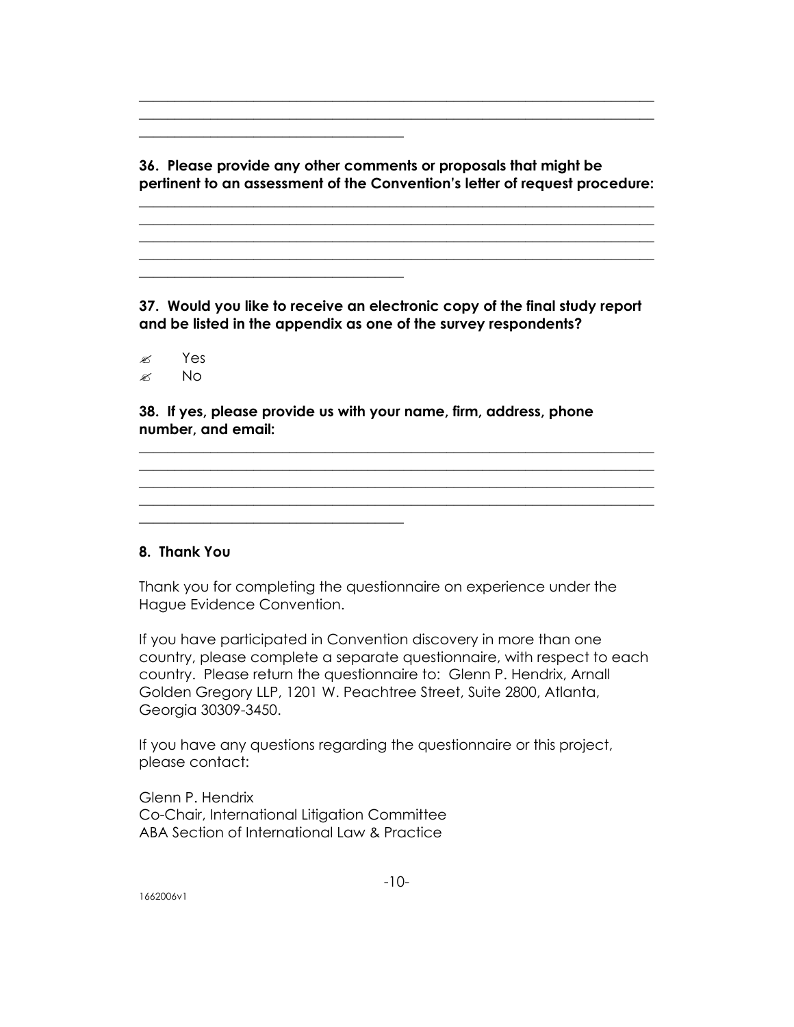\_\_\_\_\_\_\_\_\_\_\_\_\_\_\_\_\_\_\_\_\_\_\_\_\_\_\_\_\_\_\_\_\_\_\_\_\_\_\_\_\_\_\_\_\_\_\_\_\_\_\_\_\_\_\_\_\_\_\_\_\_\_\_\_\_\_\_\_
\_\_\_\_\_\_\_\_\_\_\_\_\_\_\_\_\_\_\_\_\_\_\_\_\_\_\_\_\_\_\_\_\_\_\_\_\_\_\_\_\_\_\_\_\_\_\_\_\_\_\_\_\_\_\_\_\_\_\_\_\_\_\_\_\_\_\_\_
\_\_\_\_\_\_\_\_\_\_\_\_\_\_\_\_\_\_\_\_\_\_\_\_\_\_\_\_\_\_\_\_\_\_\_\_\_\_\_

**36. Please provide any other comments or proposals that might be pertinent to an assessment of the Convention's letter of request procedure:**

\_\_\_\_\_\_\_\_\_\_\_\_\_\_\_\_\_\_\_\_\_\_\_\_\_\_\_\_\_\_\_\_\_\_\_\_\_\_\_\_\_\_\_\_\_\_\_\_\_\_\_\_\_\_\_\_\_\_\_\_\_\_\_\_\_\_\_\_
\_\_\_\_\_\_\_\_\_\_\_\_\_\_\_\_\_\_\_\_\_\_\_\_\_\_\_\_\_\_\_\_\_\_\_\_\_\_\_\_\_\_\_\_\_\_\_\_\_\_\_\_\_\_\_\_\_\_\_\_\_\_\_\_\_\_\_\_
\_\_\_\_\_\_\_\_\_\_\_\_\_\_\_\_\_\_\_\_\_\_\_\_\_\_\_\_\_\_\_\_\_\_\_\_\_\_\_\_\_\_\_\_\_\_\_\_\_\_\_\_\_\_\_\_\_\_\_\_\_\_\_\_\_\_\_\_
\_\_\_\_\_\_\_\_\_\_\_\_\_\_\_\_\_\_\_\_\_\_\_\_\_\_\_\_\_\_\_\_\_\_\_\_\_\_\_\_\_\_\_\_\_\_\_\_\_\_\_\_\_\_\_\_\_\_\_\_\_\_\_\_\_\_\_\_
\_\_\_\_\_\_\_\_\_\_\_\_\_\_\_\_\_\_\_\_\_\_\_\_\_\_\_\_\_\_\_\_\_\_\_\_\_\_\_

**37. Would you like to receive an electronic copy of the final study report and be listed in the appendix as one of the survey respondents?**

- ✍ Yes
- ✍ No

**38. If yes, please provide us with your name, firm, address, phone number, and email:**

\_\_\_\_\_\_\_\_\_\_\_\_\_\_\_\_\_\_\_\_\_\_\_\_\_\_\_\_\_\_\_\_\_\_\_\_\_\_\_\_\_\_\_\_\_\_\_\_\_\_\_\_\_\_\_\_\_\_\_\_\_\_\_\_\_\_\_\_
\_\_\_\_\_\_\_\_\_\_\_\_\_\_\_\_\_\_\_\_\_\_\_\_\_\_\_\_\_\_\_\_\_\_\_\_\_\_\_\_\_\_\_\_\_\_\_\_\_\_\_\_\_\_\_\_\_\_\_\_\_\_\_\_\_\_\_\_
\_\_\_\_\_\_\_\_\_\_\_\_\_\_\_\_\_\_\_\_\_\_\_\_\_\_\_\_\_\_\_\_\_\_\_\_\_\_\_\_\_\_\_\_\_\_\_\_\_\_\_\_\_\_\_\_\_\_\_\_\_\_\_\_\_\_\_\_
\_\_\_\_\_\_\_\_\_\_\_\_\_\_\_\_\_\_\_\_\_\_\_\_\_\_\_\_\_\_\_\_\_\_\_\_\_\_\_\_\_\_\_\_\_\_\_\_\_\_\_\_\_\_\_\_\_\_\_\_\_\_\_\_\_\_\_\_
\_\_\_\_\_\_\_\_\_\_\_\_\_\_\_\_\_\_\_\_\_\_\_\_\_\_\_\_\_\_\_\_\_\_\_\_\_\_\_

## 8. Thank You

Thank you for completing the questionnaire on experience under the Hague Evidence Convention.

If you have participated in Convention discovery in more than one country, please complete a separate questionnaire, with respect to each country. Please return the questionnaire to: Glenn P. Hendrix, Arnall Golden Gregory LLP, 1201 W. Peachtree Street, Suite 2800, Atlanta, Georgia 30309-3450.

If you have any questions regarding the questionnaire or this project, please contact:

Glenn P. Hendrix
Co-Chair, International Litigation Committee
ABA Section of International Law & Practice

1662006v1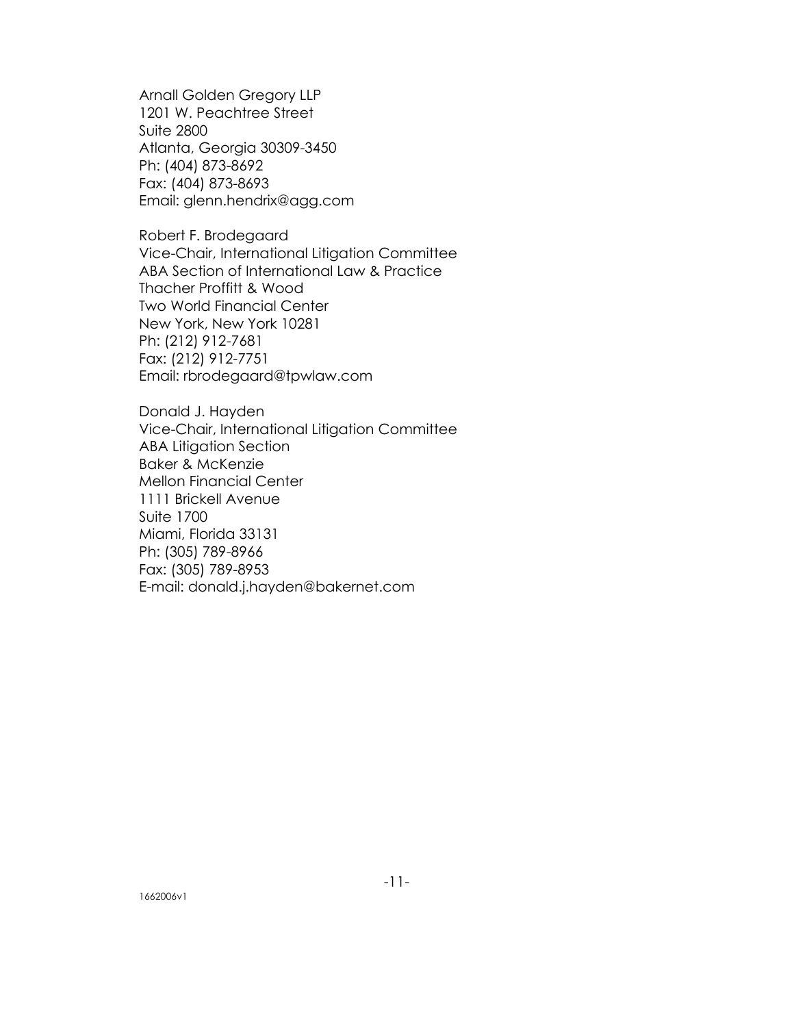Arnall Golden Gregory LLP
1201 W. Peachtree Street
Suite 2800
Atlanta, Georgia 30309-3450
Ph: (404) 873-8692
Fax: (404) 873-8693
Email: glenn.hendrix@agg.com

Robert F. Brodegaard
Vice-Chair, International Litigation Committee
ABA Section of International Law & Practice
Thacher Proffitt & Wood
Two World Financial Center
New York, New York 10281
Ph: (212) 912-7681
Fax: (212) 912-7751
Email: rbrodegaard@tpwlaw.com

Donald J. Hayden
Vice-Chair, International Litigation Committee
ABA Litigation Section
Baker & McKenzie
Mellon Financial Center
1111 Brickell Avenue
Suite 1700
Miami, Florida 33131
Ph: (305) 789-8966
Fax: (305) 789-8953
E-mail: donald.j.hayden@bakernet.com

1662006v1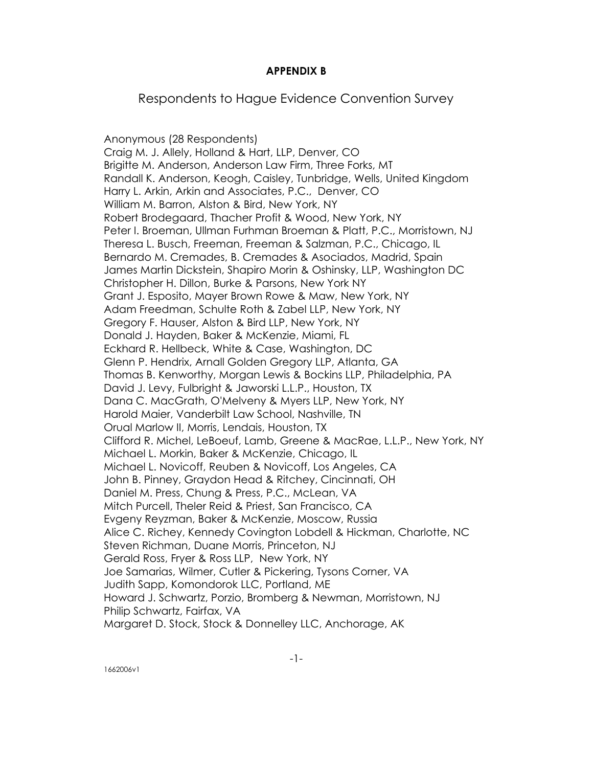**APPENDIX B**

## Respondents to Hague Evidence Convention Survey

Anonymous (28 Respondents)
Craig M. J. Allely, Holland & Hart, LLP, Denver, CO
Brigitte M. Anderson, Anderson Law Firm, Three Forks, MT
Randall K. Anderson, Keogh, Caisley, Tunbridge, Wells, United Kingdom
Harry L. Arkin, Arkin and Associates, P.C., Denver, CO
William M. Barron, Alston & Bird, New York, NY
Robert Brodegaard, Thacher Profit & Wood, New York, NY
Peter I. Broeman, Ullman Furhman Broeman & Platt, P.C., Morristown, NJ
Theresa L. Busch, Freeman, Freeman & Salzman, P.C., Chicago, IL
Bernardo M. Cremades, B. Cremades & Asociados, Madrid, Spain
James Martin Dickstein, Shapiro Morin & Oshinsky, LLP, Washington DC
Christopher H. Dillon, Burke & Parsons, New York NY
Grant J. Esposito, Mayer Brown Rowe & Maw, New York, NY
Adam Freedman, Schulte Roth & Zabel LLP, New York, NY
Gregory F. Hauser, Alston & Bird LLP, New York, NY
Donald J. Hayden, Baker & McKenzie, Miami, FL
Eckhard R. Hellbeck, White & Case, Washington, DC
Glenn P. Hendrix, Arnall Golden Gregory LLP, Atlanta, GA
Thomas B. Kenworthy, Morgan Lewis & Bockins LLP, Philadelphia, PA
David J. Levy, Fulbright & Jaworski L.L.P., Houston, TX
Dana C. MacGrath, O'Melveny & Myers LLP, New York, NY
Harold Maier, Vanderbilt Law School, Nashville, TN
Orual Marlow II, Morris, Lendais, Houston, TX
Clifford R. Michel, LeBoeuf, Lamb, Greene & MacRae, L.L.P., New York, NY
Michael L. Morkin, Baker & McKenzie, Chicago, IL
Michael L. Novicoff, Reuben & Novicoff, Los Angeles, CA
John B. Pinney, Graydon Head & Ritchey, Cincinnati, OH
Daniel M. Press, Chung & Press, P.C., McLean, VA
Mitch Purcell, Theler Reid & Priest, San Francisco, CA
Evgeny Reyzman, Baker & McKenzie, Moscow, Russia
Alice C. Richey, Kennedy Covington Lobdell & Hickman, Charlotte, NC
Steven Richman, Duane Morris, Princeton, NJ
Gerald Ross, Fryer & Ross LLP, New York, NY
Joe Samarias, Wilmer, Cutler & Pickering, Tysons Corner, VA
Judith Sapp, Komondorok LLC, Portland, ME
Howard J. Schwartz, Porzio, Bromberg & Newman, Morristown, NJ
Philip Schwartz, Fairfax, VA
Margaret D. Stock, Stock & Donnelley LLC, Anchorage, AK

1662006v1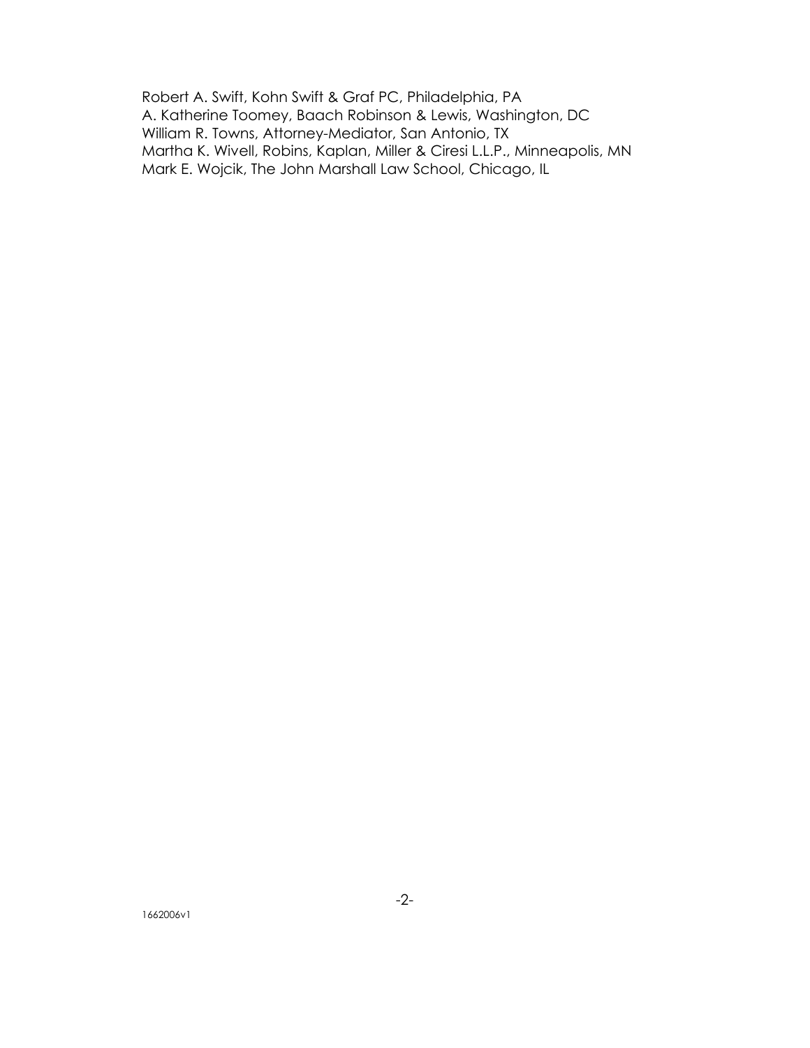Robert A. Swift, Kohn Swift & Graf PC, Philadelphia, PA
A. Katherine Toomey, Baach Robinson & Lewis, Washington, DC
William R. Towns, Attorney-Mediator, San Antonio, TX
Martha K. Wivell, Robins, Kaplan, Miller & Ciresi L.L.P., Minneapolis, MN
Mark E. Wojcik, The John Marshall Law School, Chicago, IL

1662006v1